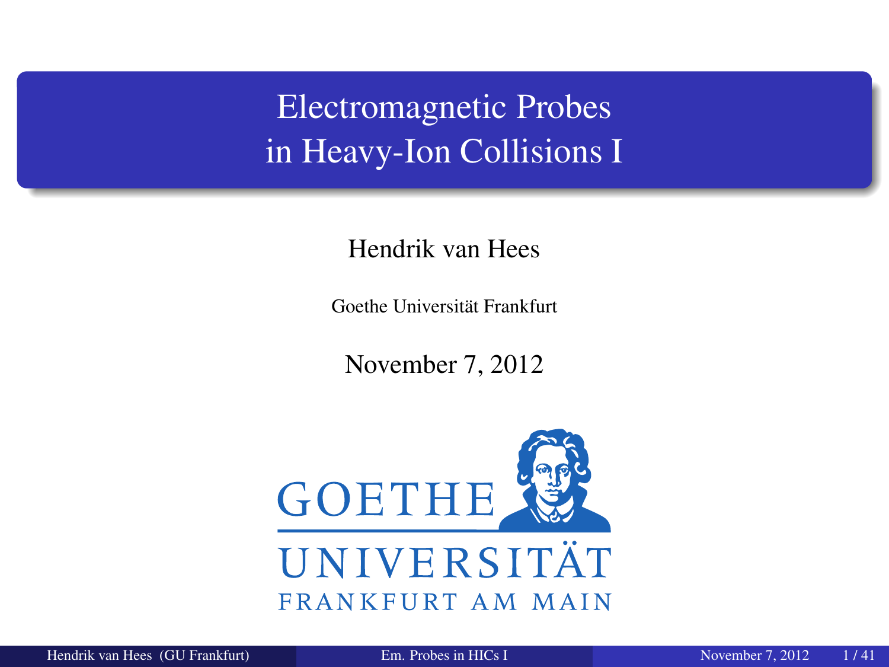# Electromagnetic Probes in Heavy-Ion Collisions I

Hendrik van Hees

Goethe Universität Frankfurt

November 7, 2012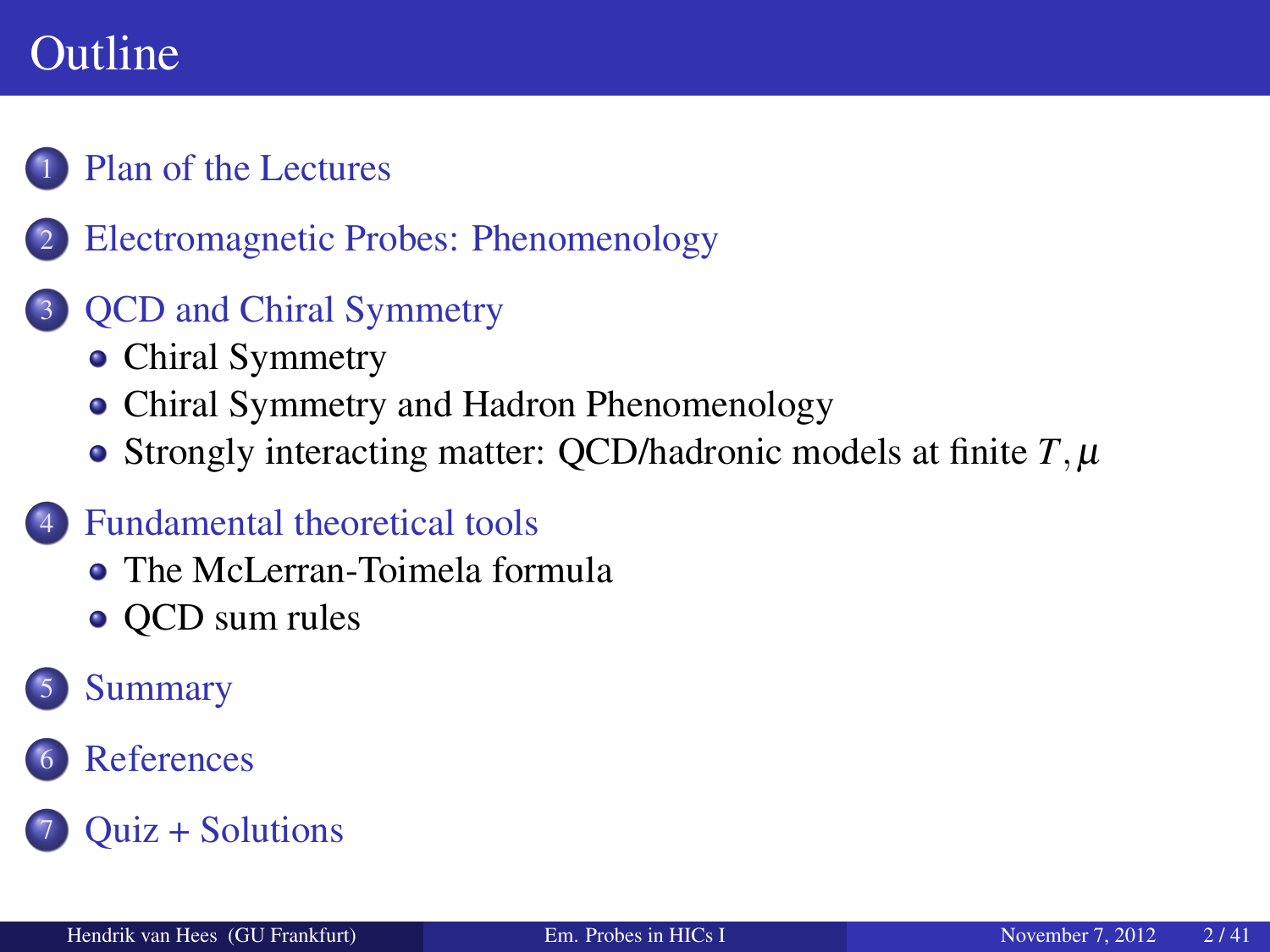# Outline

1. Plan of the Lectures
2. Electromagnetic Probes: Phenomenology
3. QCD and Chiral Symmetry
   - Chiral Symmetry
   - Chiral Symmetry and Hadron Phenomenology
   - Strongly interacting matter: QCD/hadronic models at finite $T, \mu$
4. Fundamental theoretical tools
   - The McLerran-Toimela formula
   - QCD sum rules
5. Summary
6. References
7. Quiz + Solutions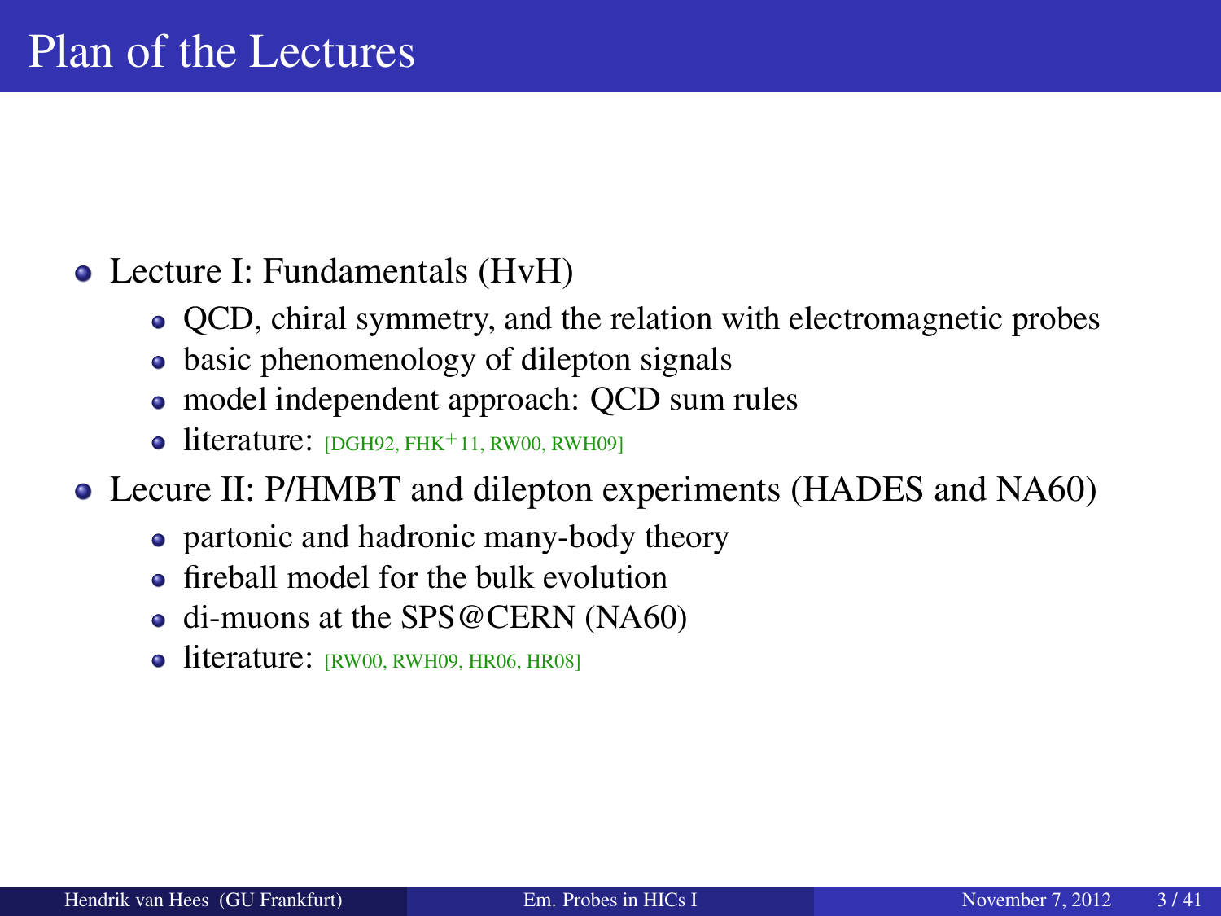# Plan of the Lectures

- Lecture I: Fundamentals (HvH)
  - QCD, chiral symmetry, and the relation with electromagnetic probes
  - basic phenomenology of dilepton signals
  - model independent approach: QCD sum rules
  - literature: [DGH92, FHK+11, RW00, RWH09]
- Lecure II: P/HMBT and dilepton experiments (HADES and NA60)
  - partonic and hadronic many-body theory
  - fireball model for the bulk evolution
  - di-muons at the SPS@CERN (NA60)
  - literature: [RW00, RWH09, HR06, HR08]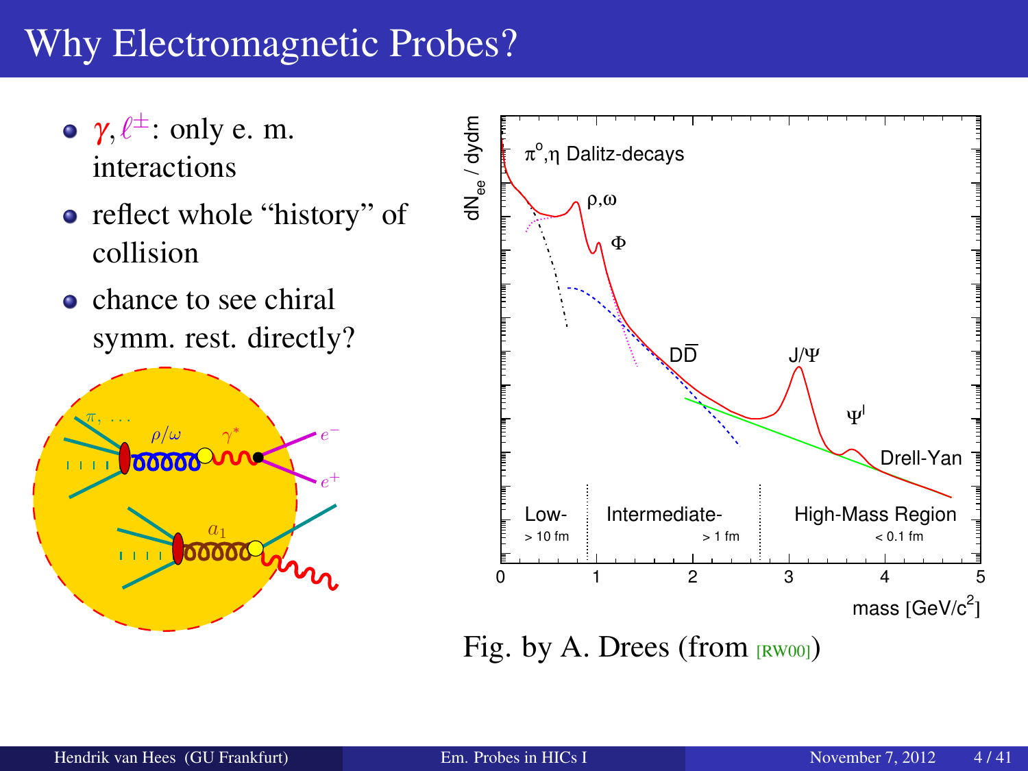# Why Electromagnetic Probes?

- $\gamma, \ell^{\pm}$: only e. m. interactions
- reflect whole "history" of collision
- chance to see chiral symm. rest. directly?

Fig. by A. Drees (from [RW00])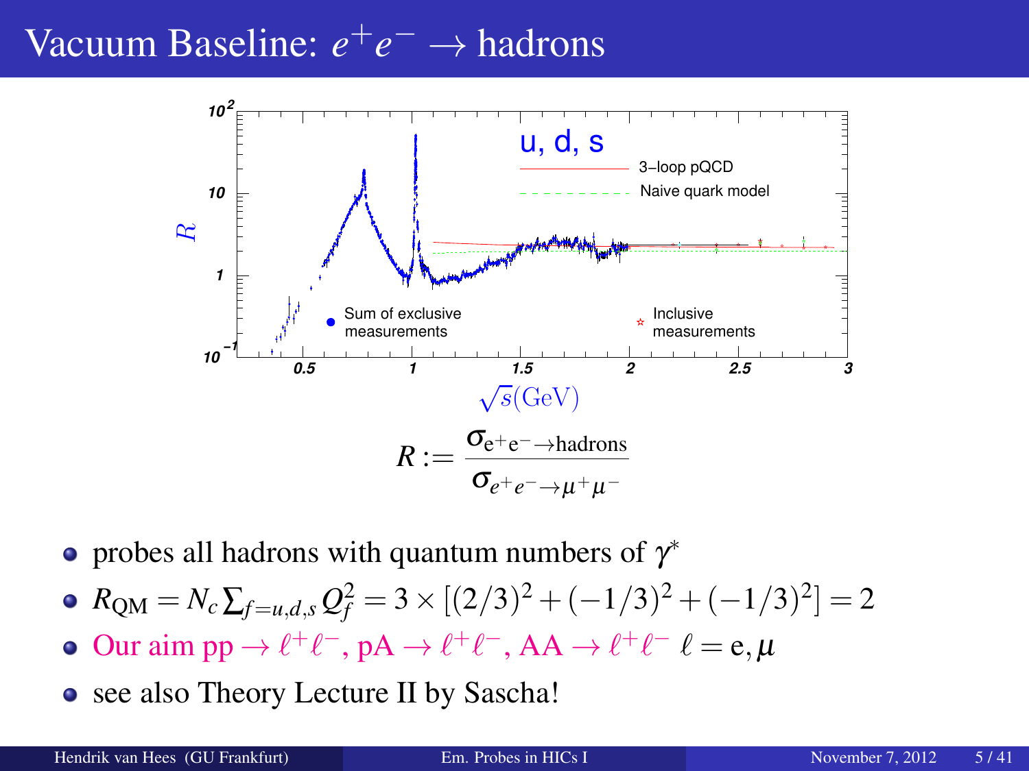# Vacuum Baseline: $e^+e^- \rightarrow$ hadrons

$$R := \frac{\sigma_{e^+e^- \rightarrow \text{hadrons}}}{\sigma_{e^+e^- \rightarrow \mu^+\mu^-}}$$

- probes all hadrons with quantum numbers of $\gamma^*$
- $R_{\text{QM}} = N_c \sum_{f=u,d,s} Q_f^2 = 3 \times [(2/3)^2 + (-1/3)^2 + (-1/3)^2] = 2$
- Our aim $\text{pp} \rightarrow \ell^+\ell^-$, $\text{pA} \rightarrow \ell^+\ell^-$, $\text{AA} \rightarrow \ell^+\ell^-$ $\ell = \text{e}, \mu$
- see also Theory Lecture II by Sascha!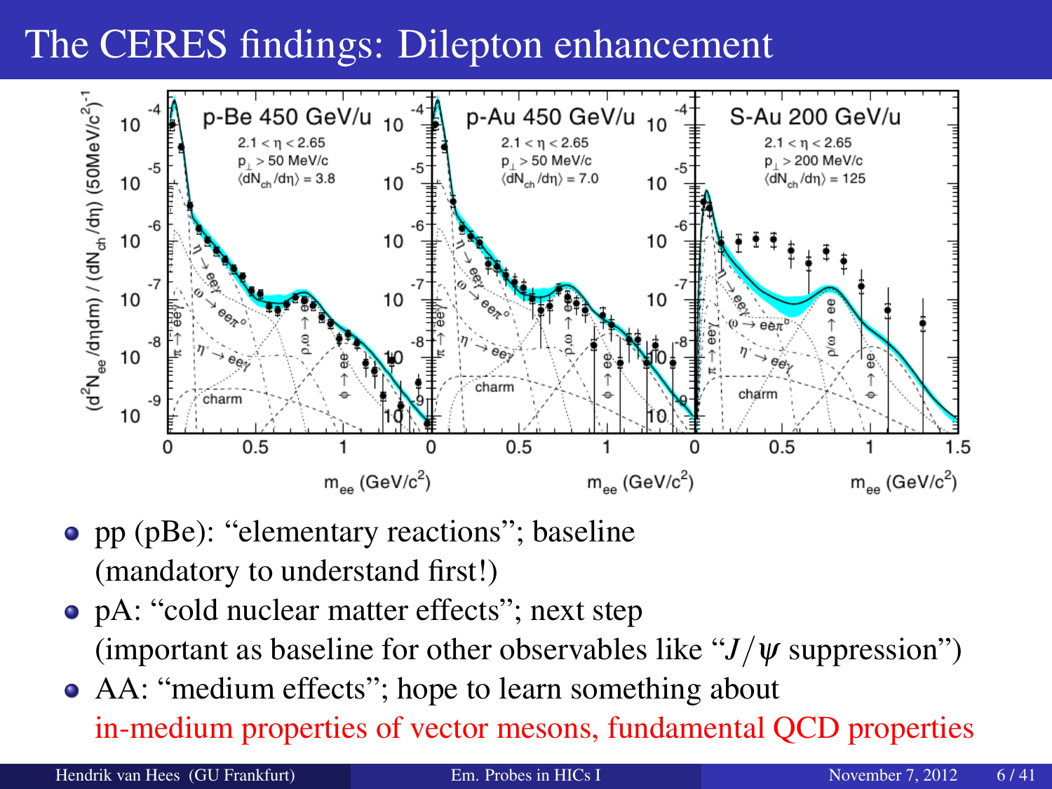# The CERES findings: Dilepton enhancement

- pp (pBe): "elementary reactions"; baseline (mandatory to understand first!)
- pA: "cold nuclear matter effects"; next step (important as baseline for other observables like "$J/\psi$ suppression")
- AA: "medium effects"; hope to learn something about in-medium properties of vector mesons, fundamental QCD properties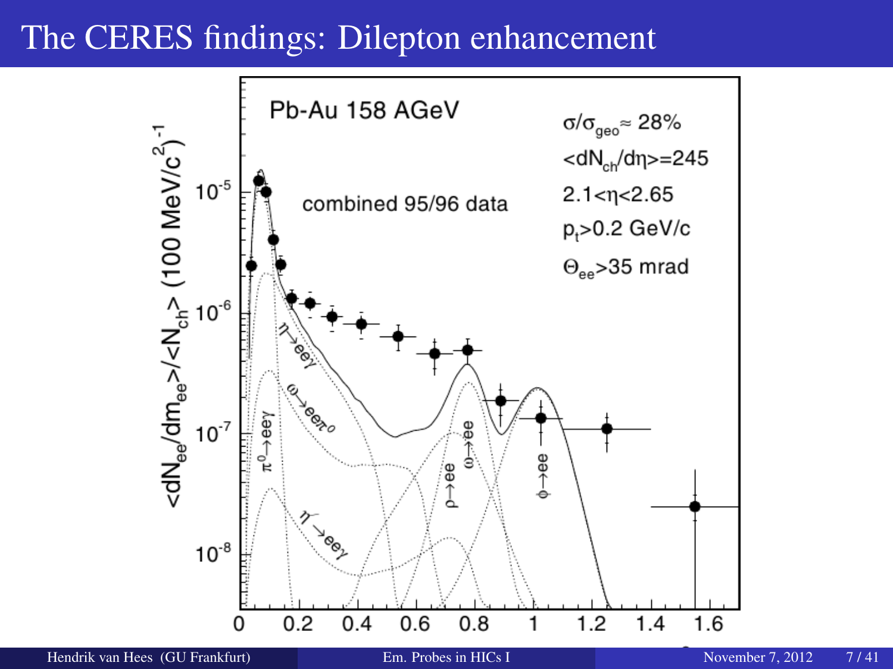# The CERES findings: Dilepton enhancement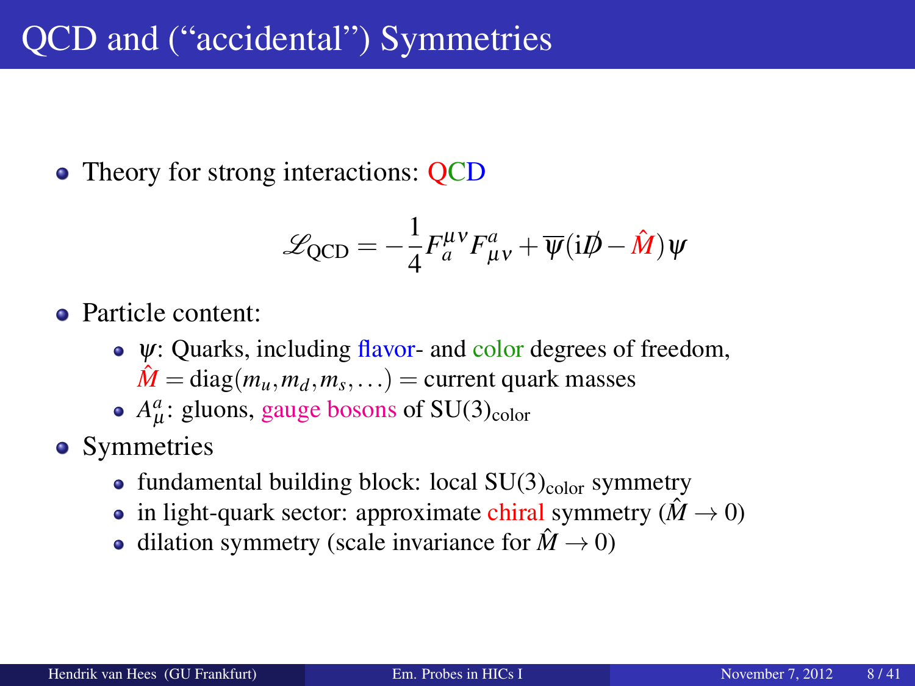# QCD and ("accidental") Symmetries

- Theory for strong interactions: QCD

$$\mathscr{L}_{\text{QCD}} = -\frac{1}{4} F_a^{\mu\nu} F^a_{\mu\nu} + \overline{\psi}(\mathrm{i}\not{D} - \hat{M})\psi$$

- Particle content:
  - $\psi$: Quarks, including flavor- and color degrees of freedom, $\hat{M} = \text{diag}(m_u, m_d, m_s, \ldots) =$ current quark masses
  - $A_\mu^a$: gluons, gauge bosons of $\text{SU}(3)_{\text{color}}$
- Symmetries
  - fundamental building block: local $\text{SU}(3)_{\text{color}}$ symmetry
  - in light-quark sector: approximate chiral symmetry ($\hat{M} \to 0$)
  - dilation symmetry (scale invariance for $\hat{M} \to 0$)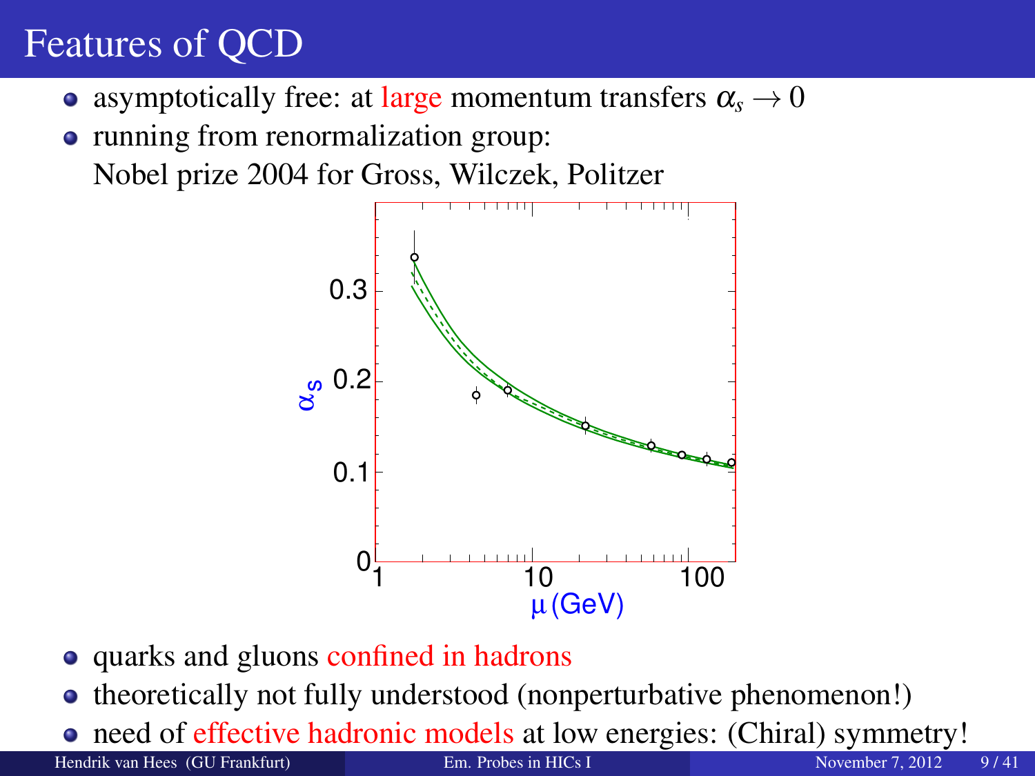# Features of QCD

- asymptotically free: at large momentum transfers $\alpha_s \to 0$
- running from renormalization group:
  Nobel prize 2004 for Gross, Wilczek, Politzer

- quarks and gluons confined in hadrons
- theoretically not fully understood (nonperturbative phenomenon!)
- need of effective hadronic models at low energies: (Chiral) symmetry!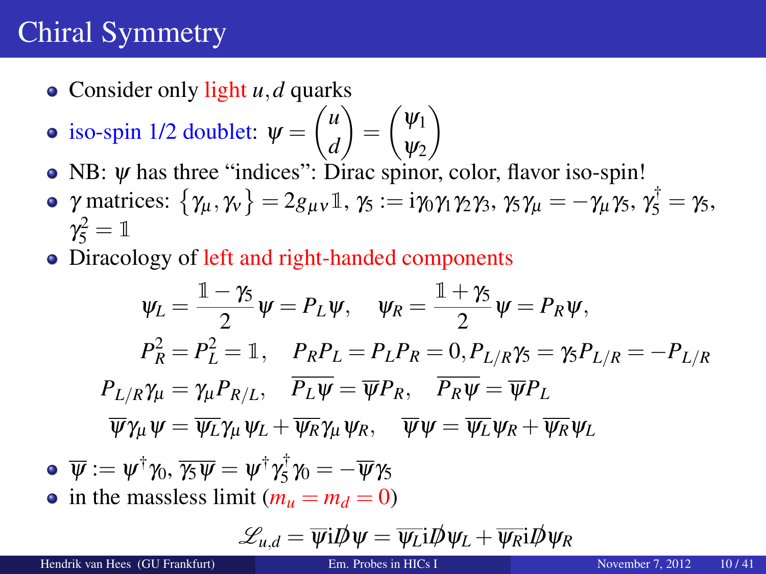# Chiral Symmetry

- Consider only light $u, d$ quarks
- iso-spin 1/2 doublet: $\psi = \begin{pmatrix} u \\ d \end{pmatrix} = \begin{pmatrix} \psi_1 \\ \psi_2 \end{pmatrix}$
- NB: $\psi$ has three "indices": Dirac spinor, color, flavor iso-spin!
- $\gamma$ matrices: $\{\gamma_\mu, \gamma_\nu\} = 2g_{\mu\nu}\mathbb{1}$, $\gamma_5 := \mathrm{i}\gamma_0\gamma_1\gamma_2\gamma_3$, $\gamma_5\gamma_\mu = -\gamma_\mu\gamma_5$, $\gamma_5^\dagger = \gamma_5$, $\gamma_5^2 = \mathbb{1}$
- Diracology of left and right-handed components

$$\psi_L = \frac{\mathbb{1} - \gamma_5}{2}\psi = P_L\psi, \quad \psi_R = \frac{\mathbb{1} + \gamma_5}{2}\psi = P_R\psi,$$

$$P_R^2 = P_L^2 = \mathbb{1}, \quad P_R P_L = P_L P_R = 0, P_{L/R}\gamma_5 = \gamma_5 P_{L/R} = -P_{L/R}$$

$$P_{L/R}\gamma_\mu = \gamma_\mu P_{R/L}, \quad \overline{P_L\psi} = \overline{\psi}P_R, \quad \overline{P_R\psi} = \overline{\psi}P_L$$

$$\overline{\psi}\gamma_\mu\psi = \overline{\psi_L}\gamma_\mu\psi_L + \overline{\psi_R}\gamma_\mu\psi_R, \quad \overline{\psi}\psi = \overline{\psi_L}\psi_R + \overline{\psi_R}\psi_L$$

- $\overline{\psi} := \psi^\dagger\gamma_0$, $\overline{\gamma_5\psi} = \psi^\dagger\gamma_5^\dagger\gamma_0 = -\overline{\psi}\gamma_5$
- in the massless limit ($m_u = m_d = 0$)

$$\mathscr{L}_{u,d} = \overline{\psi}\mathrm{i}\not{D}\psi = \overline{\psi_L}\mathrm{i}\not{D}\psi_L + \overline{\psi_R}\mathrm{i}\not{D}\psi_R$$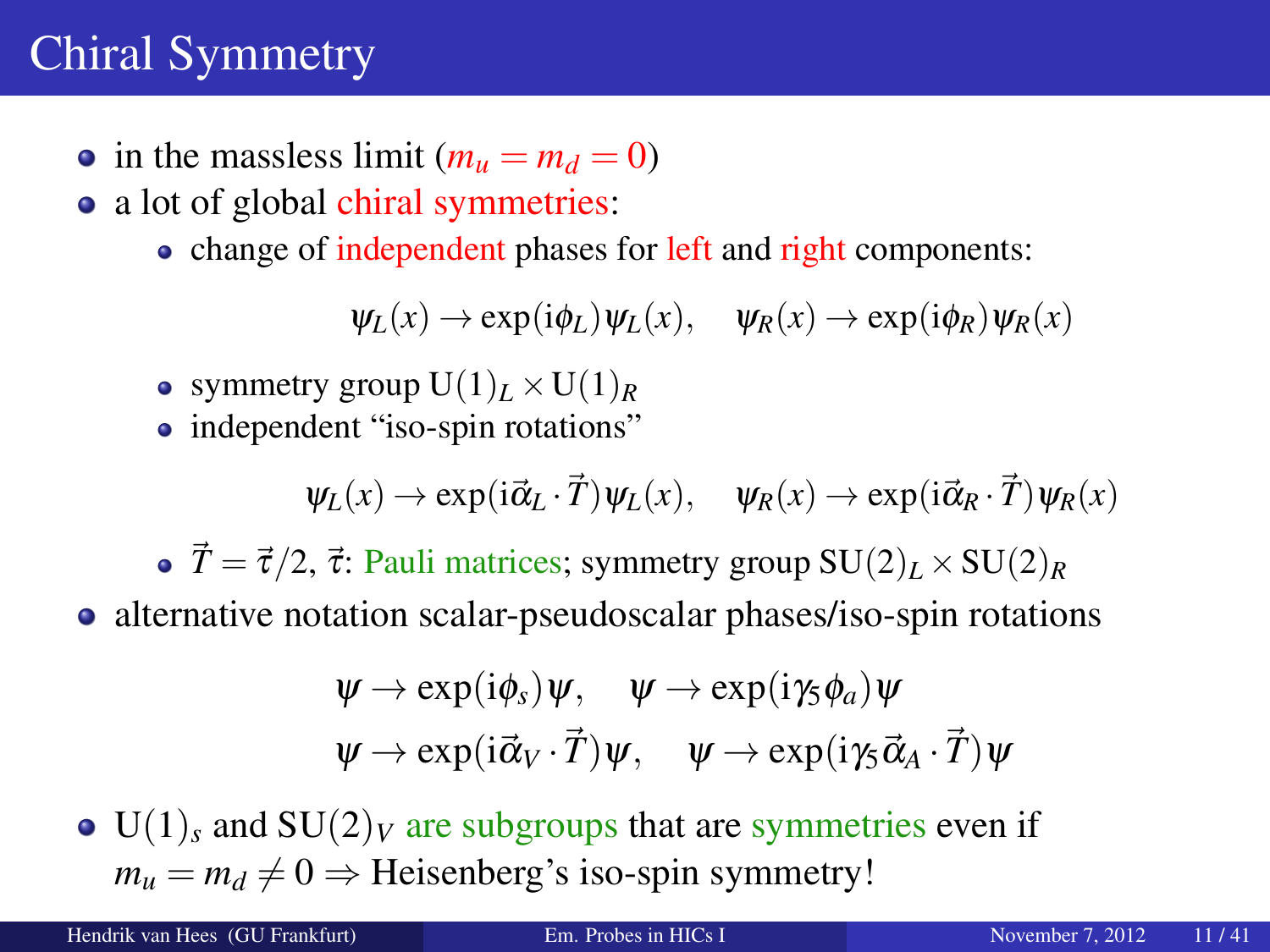# Chiral Symmetry

- in the massless limit ($m_u = m_d = 0$)
- a lot of global chiral symmetries:
  - change of independent phases for left and right components:

$$\psi_L(x) \rightarrow \exp(\mathrm{i}\phi_L)\psi_L(x), \quad \psi_R(x) \rightarrow \exp(\mathrm{i}\phi_R)\psi_R(x)$$

  - symmetry group $\mathrm{U}(1)_L \times \mathrm{U}(1)_R$
  - independent "iso-spin rotations"

$$\psi_L(x) \rightarrow \exp(\mathrm{i}\vec{\alpha}_L \cdot \vec{T})\psi_L(x), \quad \psi_R(x) \rightarrow \exp(\mathrm{i}\vec{\alpha}_R \cdot \vec{T})\psi_R(x)$$

  - $\vec{T} = \vec{\tau}/2$, $\vec{\tau}$: Pauli matrices; symmetry group $\mathrm{SU}(2)_L \times \mathrm{SU}(2)_R$
- alternative notation scalar-pseudoscalar phases/iso-spin rotations

$$\psi \rightarrow \exp(\mathrm{i}\phi_s)\psi, \quad \psi \rightarrow \exp(\mathrm{i}\gamma_5\phi_a)\psi$$
$$\psi \rightarrow \exp(\mathrm{i}\vec{\alpha}_V \cdot \vec{T})\psi, \quad \psi \rightarrow \exp(\mathrm{i}\gamma_5\vec{\alpha}_A \cdot \vec{T})\psi$$

- $\mathrm{U}(1)_s$ and $\mathrm{SU}(2)_V$ are subgroups that are symmetries even if $m_u = m_d \neq 0 \Rightarrow$ Heisenberg's iso-spin symmetry!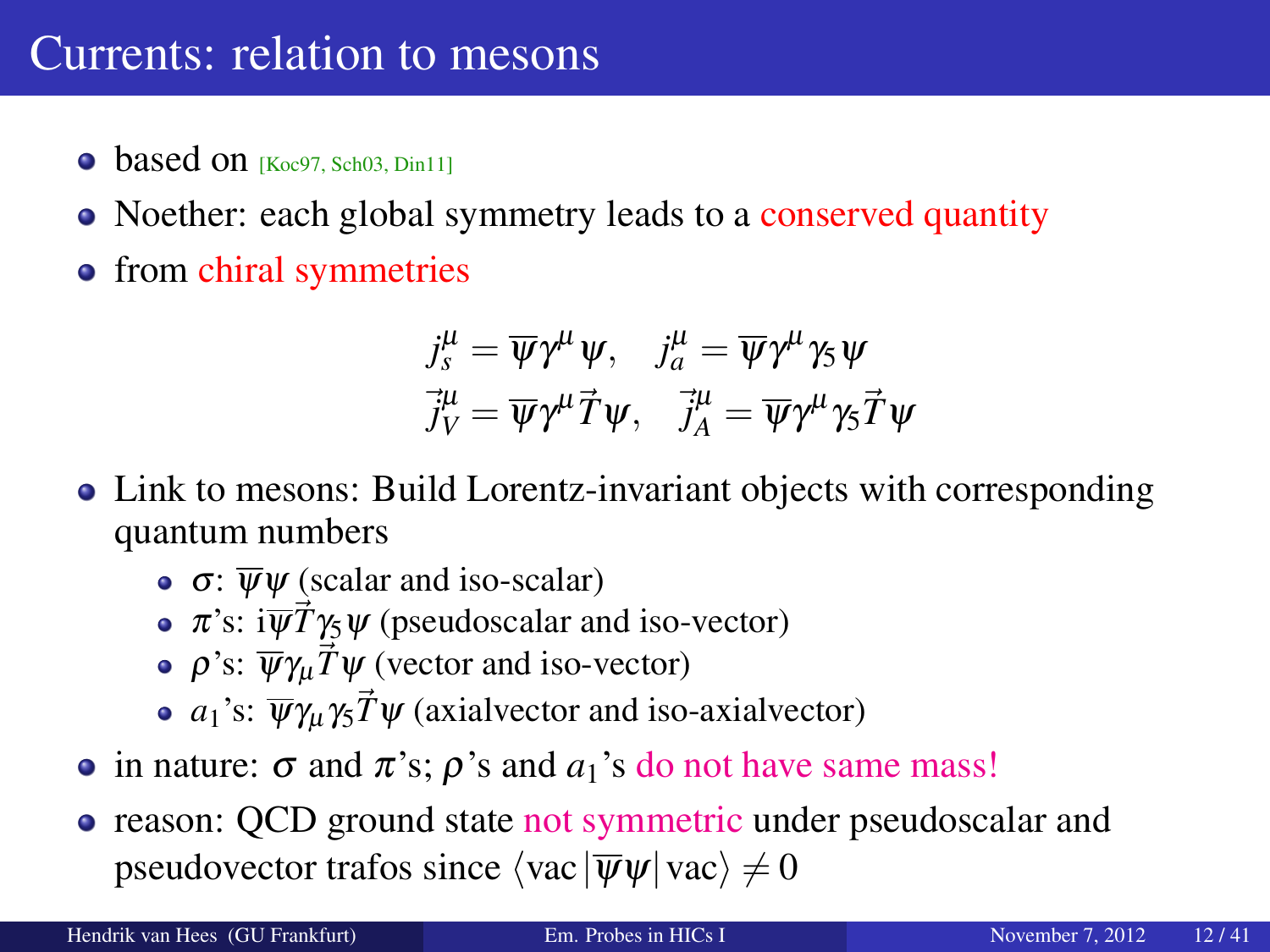# Currents: relation to mesons

- based on [Koc97, Sch03, Din11]
- Noether: each global symmetry leads to a conserved quantity
- from chiral symmetries

$$j_s^\mu = \overline{\psi}\gamma^\mu \psi, \quad j_a^\mu = \overline{\psi}\gamma^\mu \gamma_5 \psi$$
$$\vec{j}_V^\mu = \overline{\psi}\gamma^\mu \vec{T}\psi, \quad \vec{j}_A^\mu = \overline{\psi}\gamma^\mu \gamma_5 \vec{T}\psi$$

- Link to mesons: Build Lorentz-invariant objects with corresponding quantum numbers
  - $\sigma$: $\overline{\psi}\psi$ (scalar and iso-scalar)
  - $\pi$'s: $\mathrm{i}\overline{\psi}\vec{T}\gamma_5\psi$ (pseudoscalar and iso-vector)
  - $\rho$'s: $\overline{\psi}\gamma_\mu\vec{T}\psi$ (vector and iso-vector)
  - $a_1$'s: $\overline{\psi}\gamma_\mu\gamma_5\vec{T}\psi$ (axialvector and iso-axialvector)
- in nature: $\sigma$ and $\pi$'s; $\rho$'s and $a_1$'s do not have same mass!
- reason: QCD ground state not symmetric under pseudoscalar and pseudovector trafos since $\langle \mathrm{vac}|\overline{\psi}\psi|\mathrm{vac}\rangle \neq 0$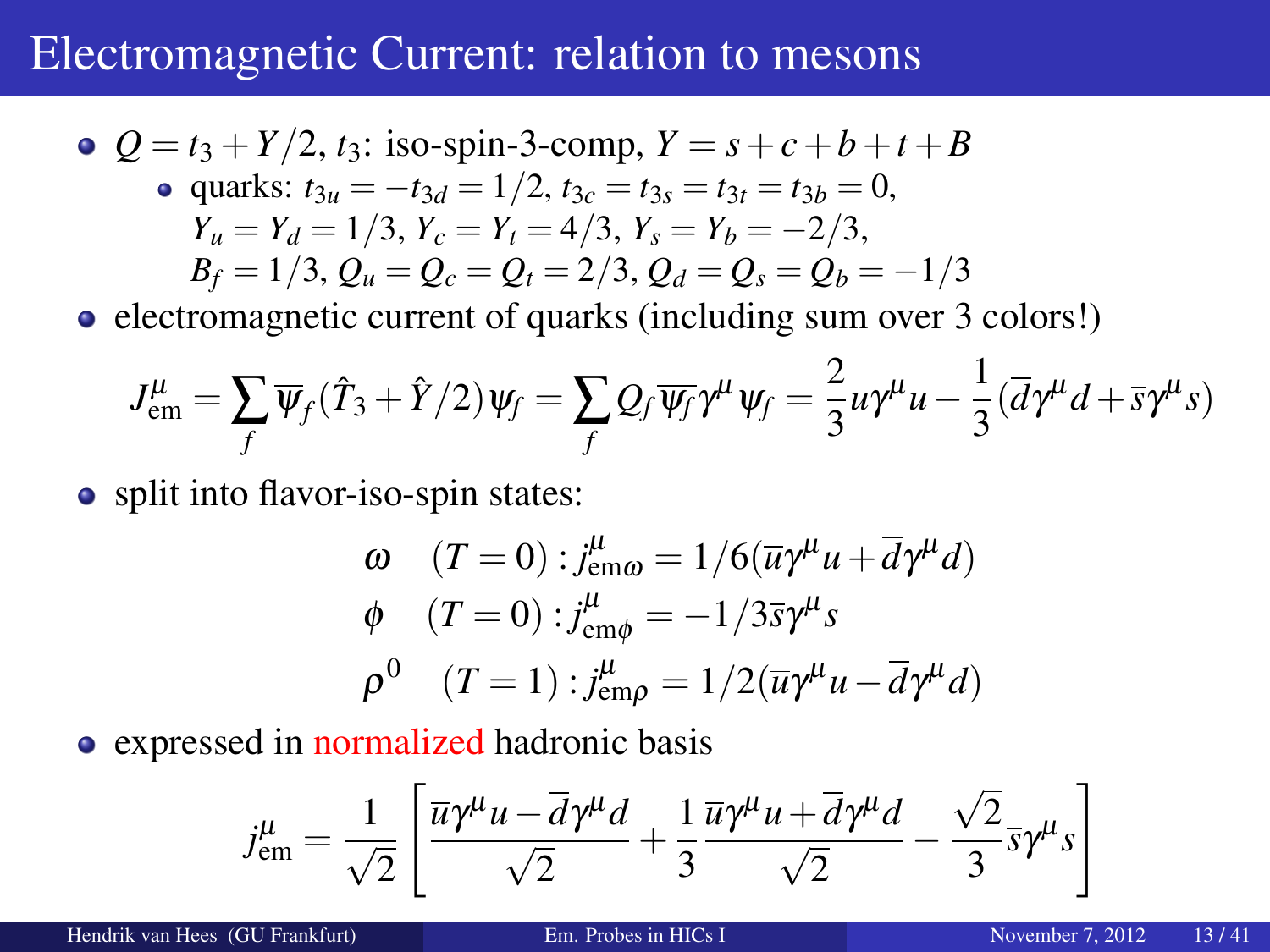# Electromagnetic Current: relation to mesons

- $Q = t_3 + Y/2$, $t_3$: iso-spin-3-comp, $Y = s + c + b + t + B$
  - quarks: $t_{3u} = -t_{3d} = 1/2$, $t_{3c} = t_{3s} = t_{3t} = t_{3b} = 0$,
    $Y_u = Y_d = 1/3$, $Y_c = Y_t = 4/3$, $Y_s = Y_b = -2/3$,
    $B_f = 1/3$, $Q_u = Q_c = Q_t = 2/3$, $Q_d = Q_s = Q_b = -1/3$
- electromagnetic current of quarks (including sum over 3 colors!)

$$J^\mu_{\text{em}} = \sum_f \overline{\psi}_f (\hat{T}_3 + \hat{Y}/2)\psi_f = \sum_f Q_f \overline{\psi_f} \gamma^\mu \psi_f = \frac{2}{3}\overline{u}\gamma^\mu u - \frac{1}{3}(\overline{d}\gamma^\mu d + \overline{s}\gamma^\mu s)$$

- split into flavor-iso-spin states:

$$\begin{aligned}
\omega \quad (T=0) &: j^\mu_{\text{em}\omega} = 1/6(\overline{u}\gamma^\mu u + \overline{d}\gamma^\mu d) \\
\phi \quad (T=0) &: j^\mu_{\text{em}\phi} = -1/3\overline{s}\gamma^\mu s \\
\rho^0 \quad (T=1) &: j^\mu_{\text{em}\rho} = 1/2(\overline{u}\gamma^\mu u - \overline{d}\gamma^\mu d)
\end{aligned}$$

- expressed in normalized hadronic basis

$$j^\mu_{\text{em}} = \frac{1}{\sqrt{2}}\left[\frac{\overline{u}\gamma^\mu u - \overline{d}\gamma^\mu d}{\sqrt{2}} + \frac{1}{3}\frac{\overline{u}\gamma^\mu u + \overline{d}\gamma^\mu d}{\sqrt{2}} - \frac{\sqrt{2}}{3}\overline{s}\gamma^\mu s\right]$$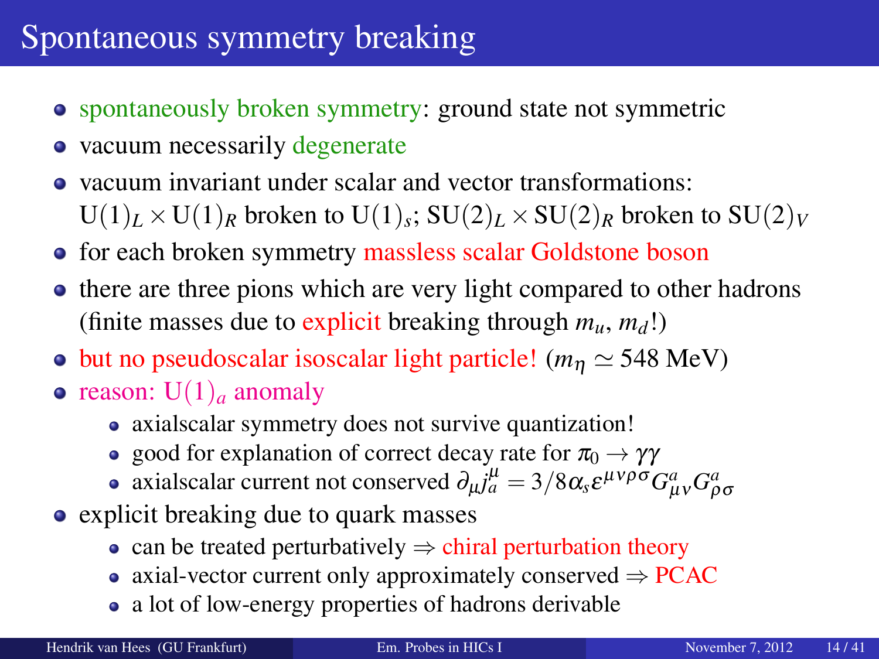# Spontaneous symmetry breaking

- spontaneously broken symmetry: ground state not symmetric
- vacuum necessarily degenerate
- vacuum invariant under scalar and vector transformations: $\mathrm{U}(1)_L \times \mathrm{U}(1)_R$ broken to $\mathrm{U}(1)_s$; $\mathrm{SU}(2)_L \times \mathrm{SU}(2)_R$ broken to $\mathrm{SU}(2)_V$
- for each broken symmetry massless scalar Goldstone boson
- there are three pions which are very light compared to other hadrons (finite masses due to explicit breaking through $m_u$, $m_d$!)
- but no pseudoscalar isoscalar light particle! ($m_\eta \simeq 548$ MeV)
- reason: $\mathrm{U}(1)_a$ anomaly
  - axialscalar symmetry does not survive quantization!
  - good for explanation of correct decay rate for $\pi_0 \to \gamma\gamma$
  - axialscalar current not conserved $\partial_\mu j_a^\mu = 3/8 \alpha_s \varepsilon^{\mu\nu\rho\sigma} G^a_{\mu\nu} G^a_{\rho\sigma}$
- explicit breaking due to quark masses
  - can be treated perturbatively $\Rightarrow$ chiral perturbation theory
  - axial-vector current only approximately conserved $\Rightarrow$ PCAC
  - a lot of low-energy properties of hadrons derivable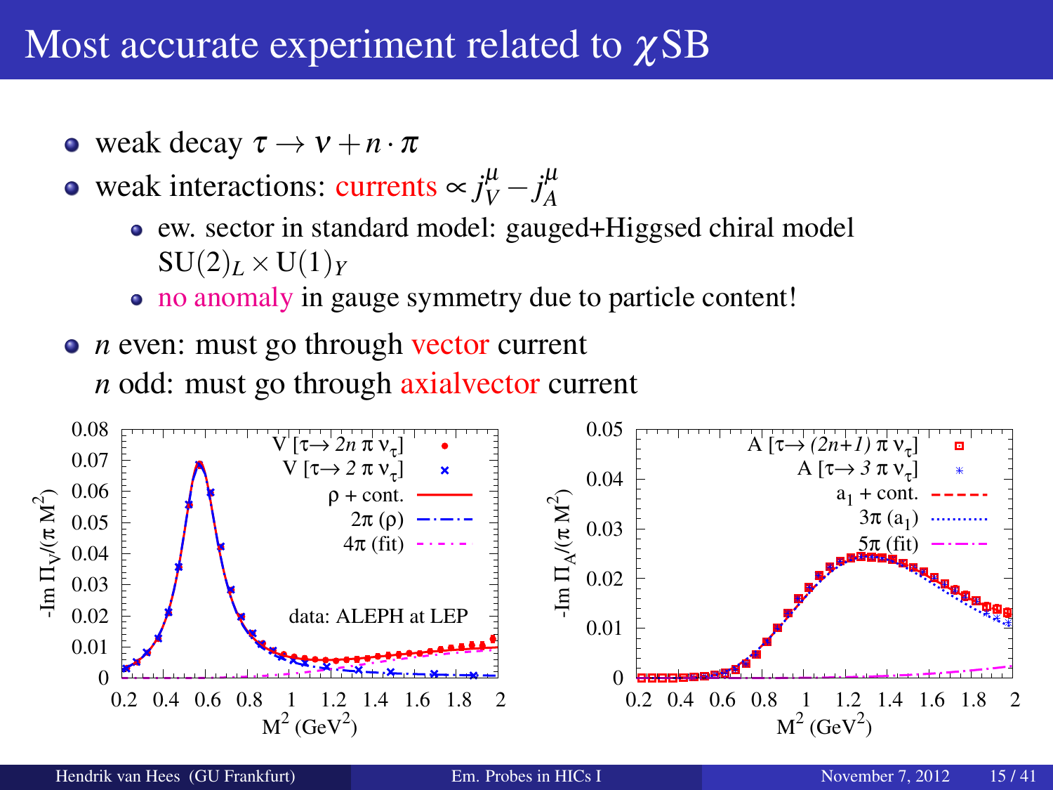# Most accurate experiment related to $\chi$SB

- weak decay $\tau \to \nu + n \cdot \pi$
- weak interactions: currents $\propto j_V^\mu - j_A^\mu$
  - ew. sector in standard model: gauged+Higgsed chiral model $\mathrm{SU}(2)_L \times \mathrm{U}(1)_Y$
  - no anomaly in gauge symmetry due to particle content!
- $n$ even: must go through vector current
  $n$ odd: must go through axialvector current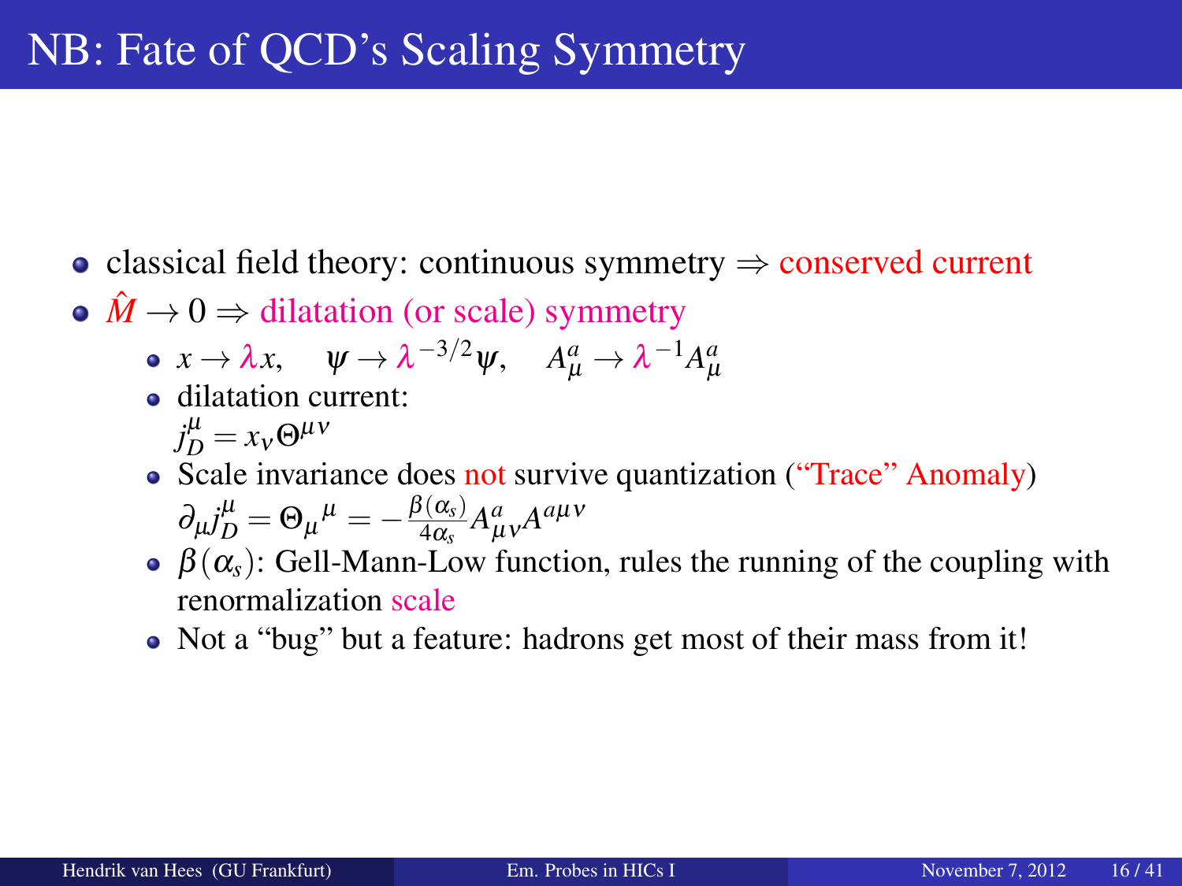# NB: Fate of QCD's Scaling Symmetry

- classical field theory: continuous symmetry $\Rightarrow$ conserved current
- $\hat{M} \to 0 \Rightarrow$ dilatation (or scale) symmetry
  - $x \to \lambda x, \quad \psi \to \lambda^{-3/2}\psi, \quad A_\mu^a \to \lambda^{-1} A_\mu^a$
  - dilatation current:
    $j_D^\mu = x_\nu \Theta^{\mu\nu}$
  - Scale invariance does not survive quantization ("Trace" Anomaly)
    $\partial_\mu j_D^\mu = \Theta_\mu{}^\mu = -\frac{\beta(\alpha_s)}{4\alpha_s} A_{\mu\nu}^a A^{a\mu\nu}$
  - $\beta(\alpha_s)$: Gell-Mann-Low function, rules the running of the coupling with renormalization scale
  - Not a "bug" but a feature: hadrons get most of their mass from it!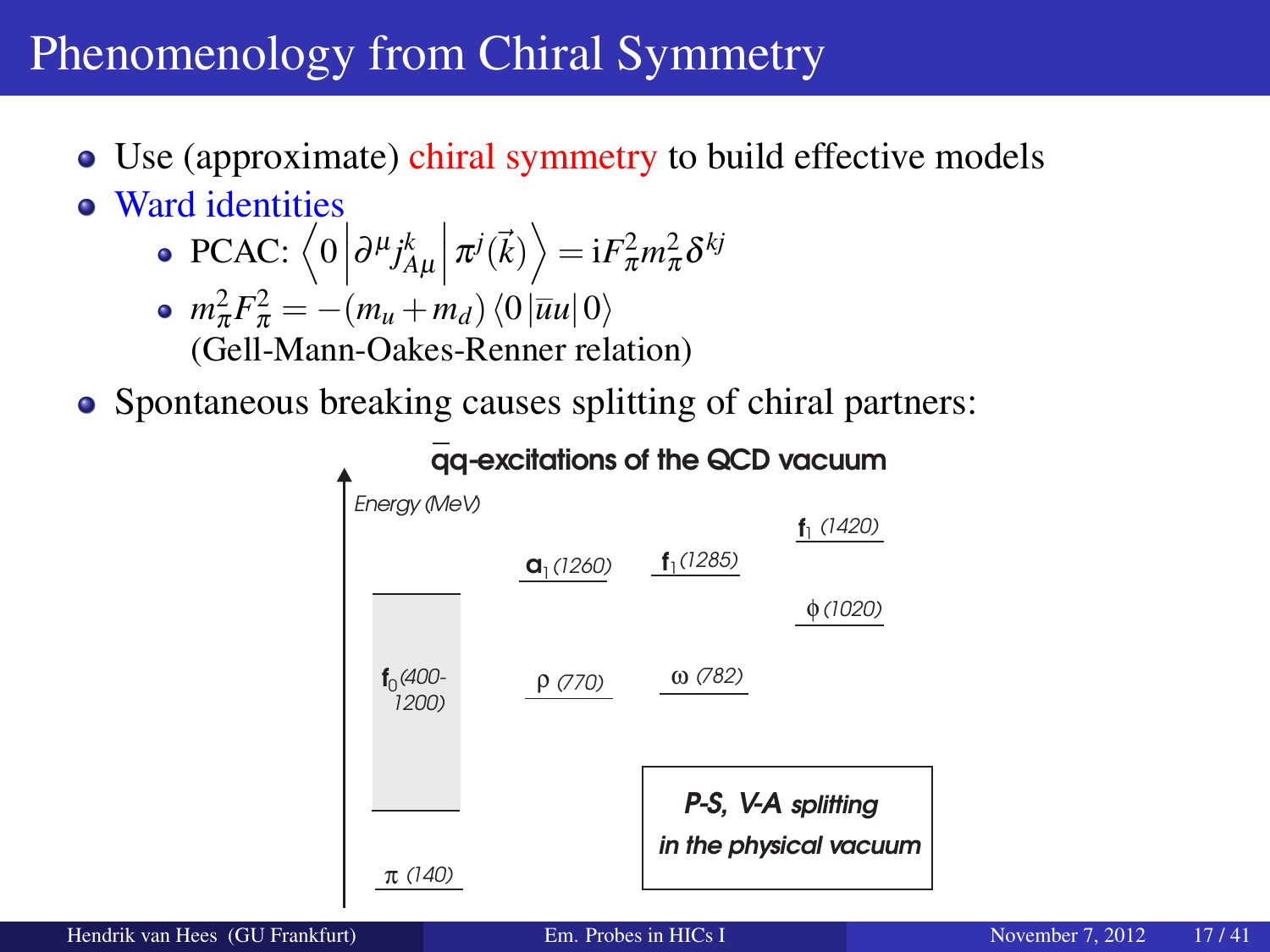# Phenomenology from Chiral Symmetry

- Use (approximate) chiral symmetry to build effective models
- Ward identities
  - PCAC: $\left\langle 0 \left| \partial^\mu j^k_{A\mu} \right| \pi^j(\vec{k}) \right\rangle = \mathrm{i} F_\pi^2 m_\pi^2 \delta^{kj}$
  - $m_\pi^2 F_\pi^2 = -(m_u + m_d) \langle 0 | \bar{u} u | 0 \rangle$ (Gell-Mann-Oakes-Renner relation)
- Spontaneous breaking causes splitting of chiral partners:

**$\bar{q}q$-excitations of the QCD vacuum**

*Energy (MeV)*

$\pi$ *(140)*, $\mathbf{f}_0$ *(400-1200)*, $\rho$ *(770)*, $\mathbf{a}_1$ *(1260)*, $\omega$ *(782)*, $\mathbf{f}_1$ *(1285)*, $\phi$ *(1020)*, $\mathbf{f}_1$ *(1420)*

***P-S, V-A splitting in the physical vacuum***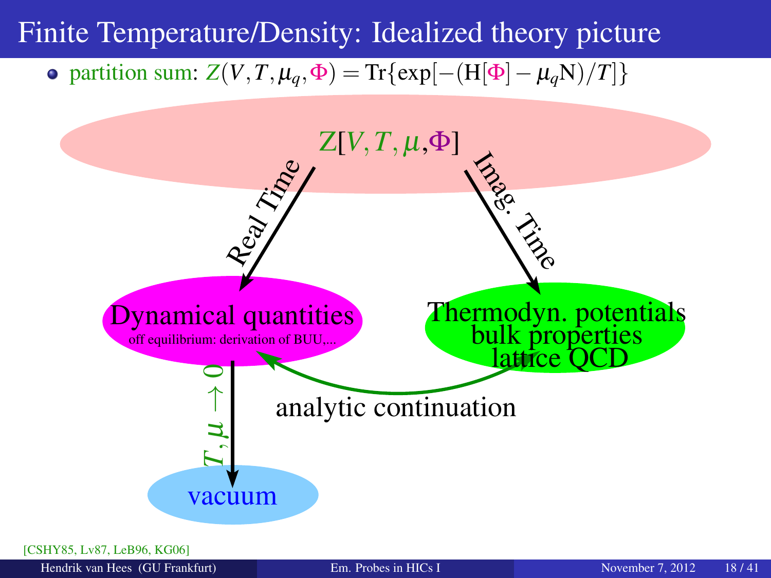# Finite Temperature/Density: Idealized theory picture

- partition sum: $Z(V,T,\mu_q,\Phi) = \mathrm{Tr}\{\exp[-(\mathrm{H}[\Phi]-\mu_q \mathrm{N})/T]\}$

$Z[V,T,\mu,\Phi]$

Real Time

Imag. Time

Dynamical quantities

off equilibrium: derivation of BUU,...

Thermodyn. potentials
bulk properties
lattice QCD

analytic continuation

$T,\mu \to 0$

vacuum

[CSHY85, Lv87, LeB96, KG06]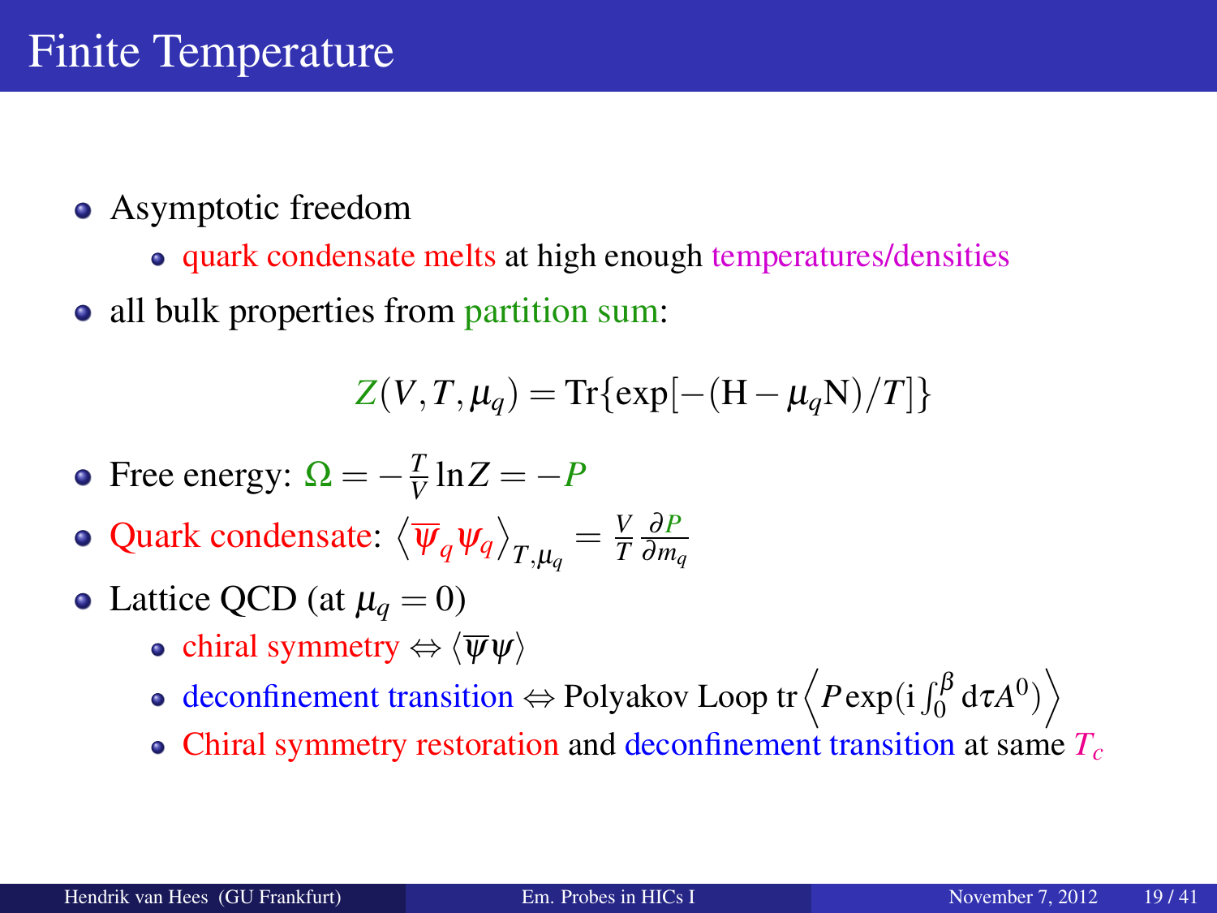# Finite Temperature

- Asymptotic freedom
  - quark condensate melts at high enough temperatures/densities
- all bulk properties from partition sum:

$$Z(V,T,\mu_q) = \mathrm{Tr}\{\exp[-(\mathrm{H} - \mu_q \mathrm{N})/T]\}$$

- Free energy: $\Omega = -\frac{T}{V} \ln Z = -P$
- Quark condensate: $\left\langle \overline{\psi}_q \psi_q \right\rangle_{T,\mu_q} = \frac{V}{T} \frac{\partial P}{\partial m_q}$
- Lattice QCD (at $\mu_q = 0$)
  - chiral symmetry $\Leftrightarrow \langle \overline{\psi} \psi \rangle$
  - deconfinement transition $\Leftrightarrow$ Polyakov Loop $\mathrm{tr}\left\langle P \exp(\mathrm{i} \int_0^\beta \mathrm{d}\tau A^0) \right\rangle$
  - Chiral symmetry restoration and deconfinement transition at same $T_c$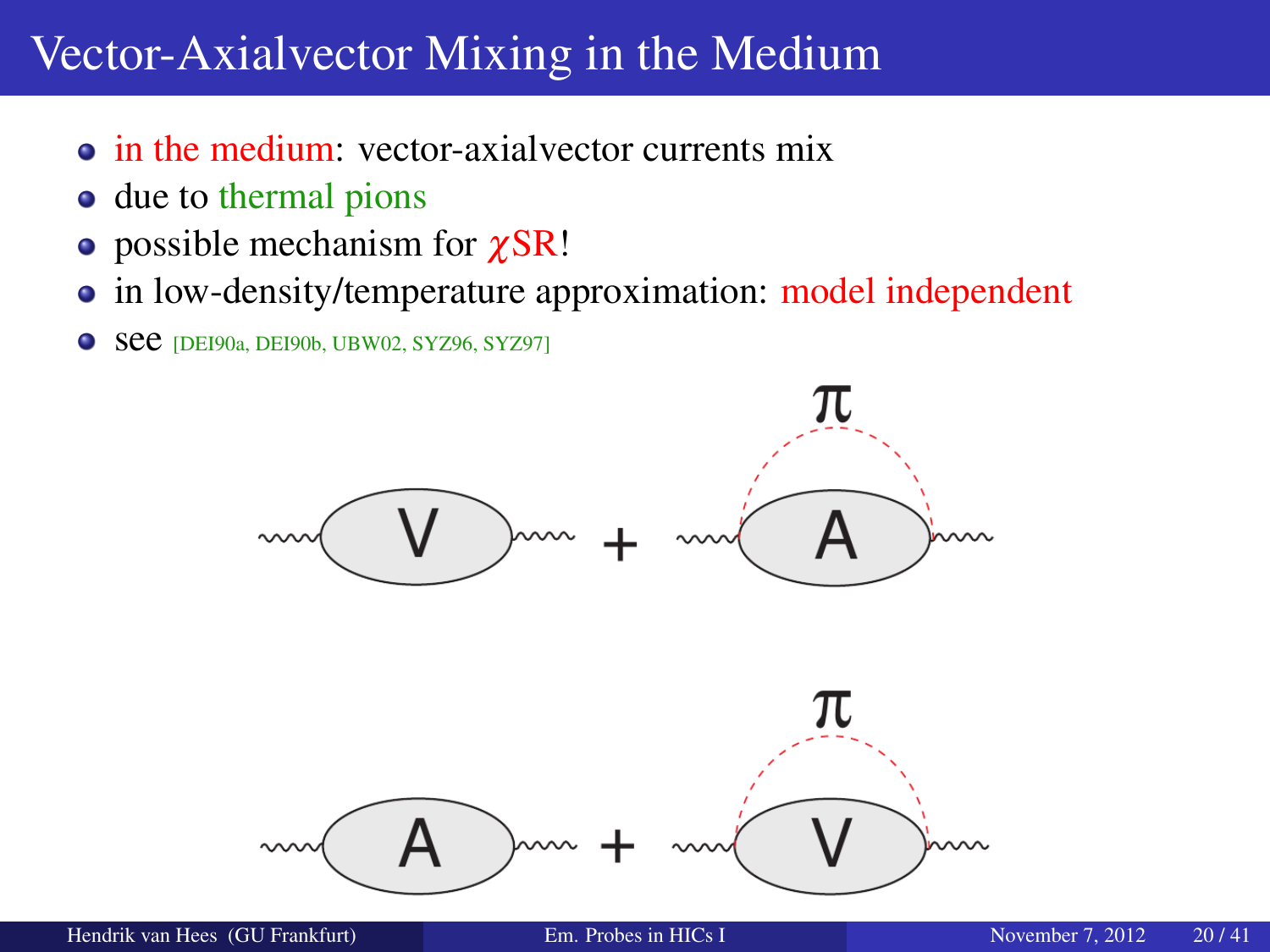# Vector-Axialvector Mixing in the Medium

- in the medium: vector-axialvector currents mix
- due to thermal pions
- possible mechanism for $\chi$SR!
- in low-density/temperature approximation: model independent
- see [DEI90a, DEI90b, UBW02, SYZ96, SYZ97]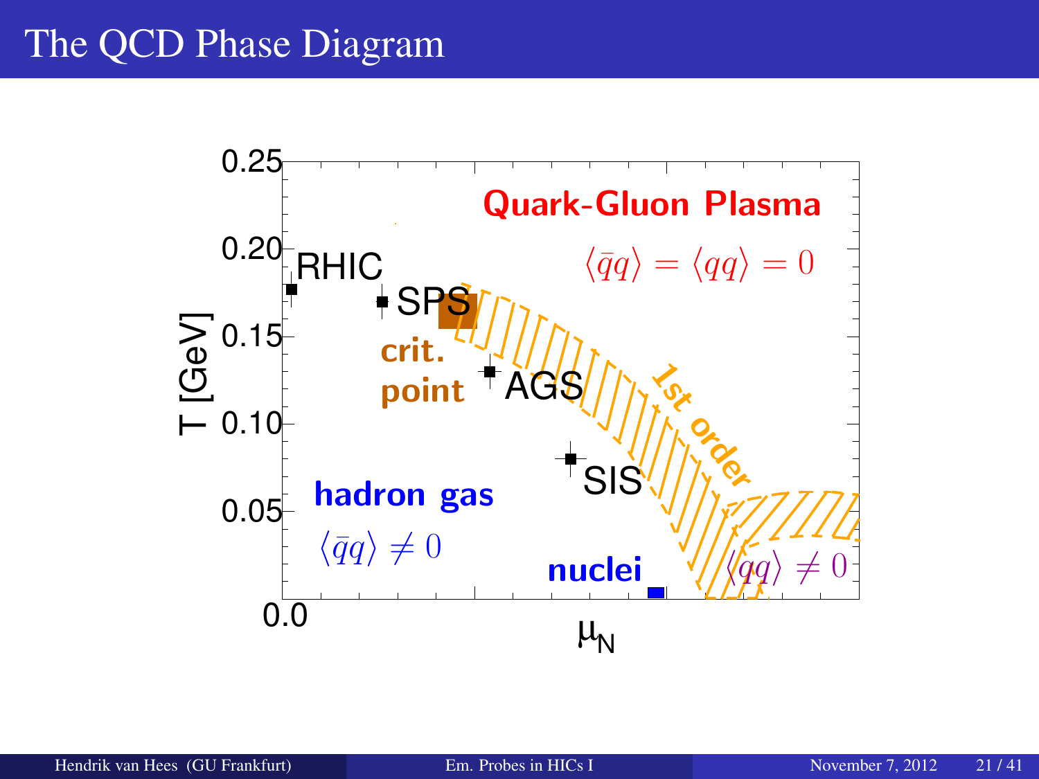# The QCD Phase Diagram

Quark-Gluon Plasma

$\langle \bar{q}q \rangle = \langle qq \rangle = 0$

RHIC

SPS

crit. point

AGS

1st order

SIS

hadron gas

$\langle \bar{q}q \rangle \neq 0$

nuclei

$\langle qq \rangle \neq 0$

T [GeV]

$\mu_N$

0.25, 0.20, 0.15, 0.10, 0.05, 0.0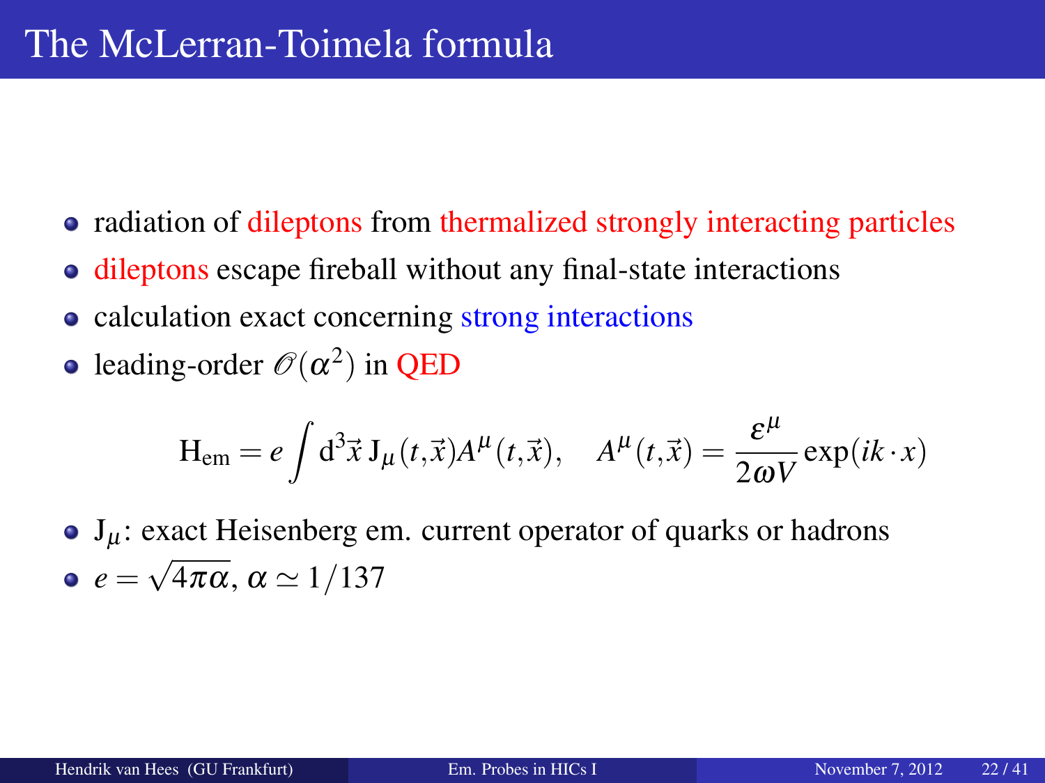# The McLerran-Toimela formula

- radiation of dileptons from thermalized strongly interacting particles
- dileptons escape fireball without any final-state interactions
- calculation exact concerning strong interactions
- leading-order $\mathscr{O}(\alpha^2)$ in QED

$$\mathrm{H}_{\mathrm{em}} = e \int \mathrm{d}^3\vec{x}\, \mathrm{J}_\mu(t,\vec{x}) A^\mu(t,\vec{x}), \quad A^\mu(t,\vec{x}) = \frac{\varepsilon^\mu}{2\omega V} \exp(ik \cdot x)$$

- $\mathrm{J}_\mu$: exact Heisenberg em. current operator of quarks or hadrons
- $e = \sqrt{4\pi\alpha}$, $\alpha \simeq 1/137$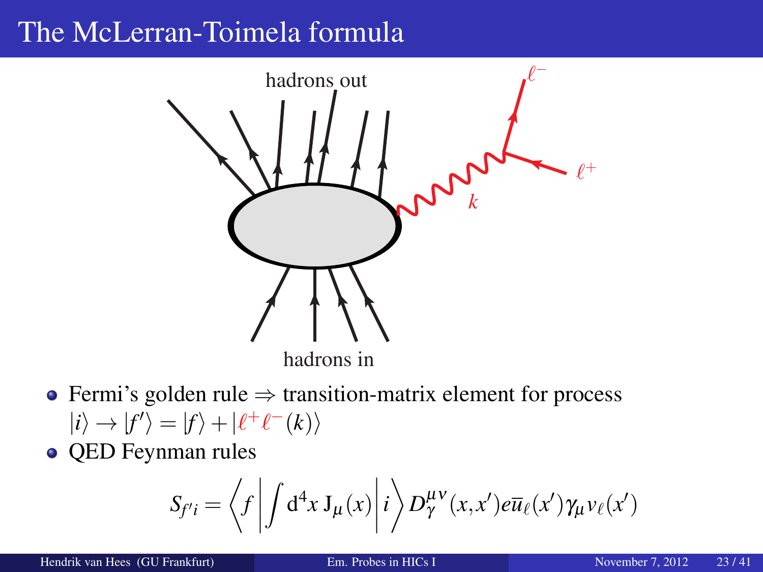# The McLerran-Toimela formula

- Fermi's golden rule ⇒ transition-matrix element for process $|i\rangle \rightarrow |f'\rangle = |f\rangle + |\ell^+ \ell^-(k)\rangle$
- QED Feynman rules

$$S_{f'i} = \left\langle f \left| \int \mathrm{d}^4 x \, \mathrm{J}_\mu(x) \right| i \right\rangle D_\gamma^{\mu\nu}(x,x') e \overline{u}_\ell(x') \gamma_\mu v_\ell(x')$$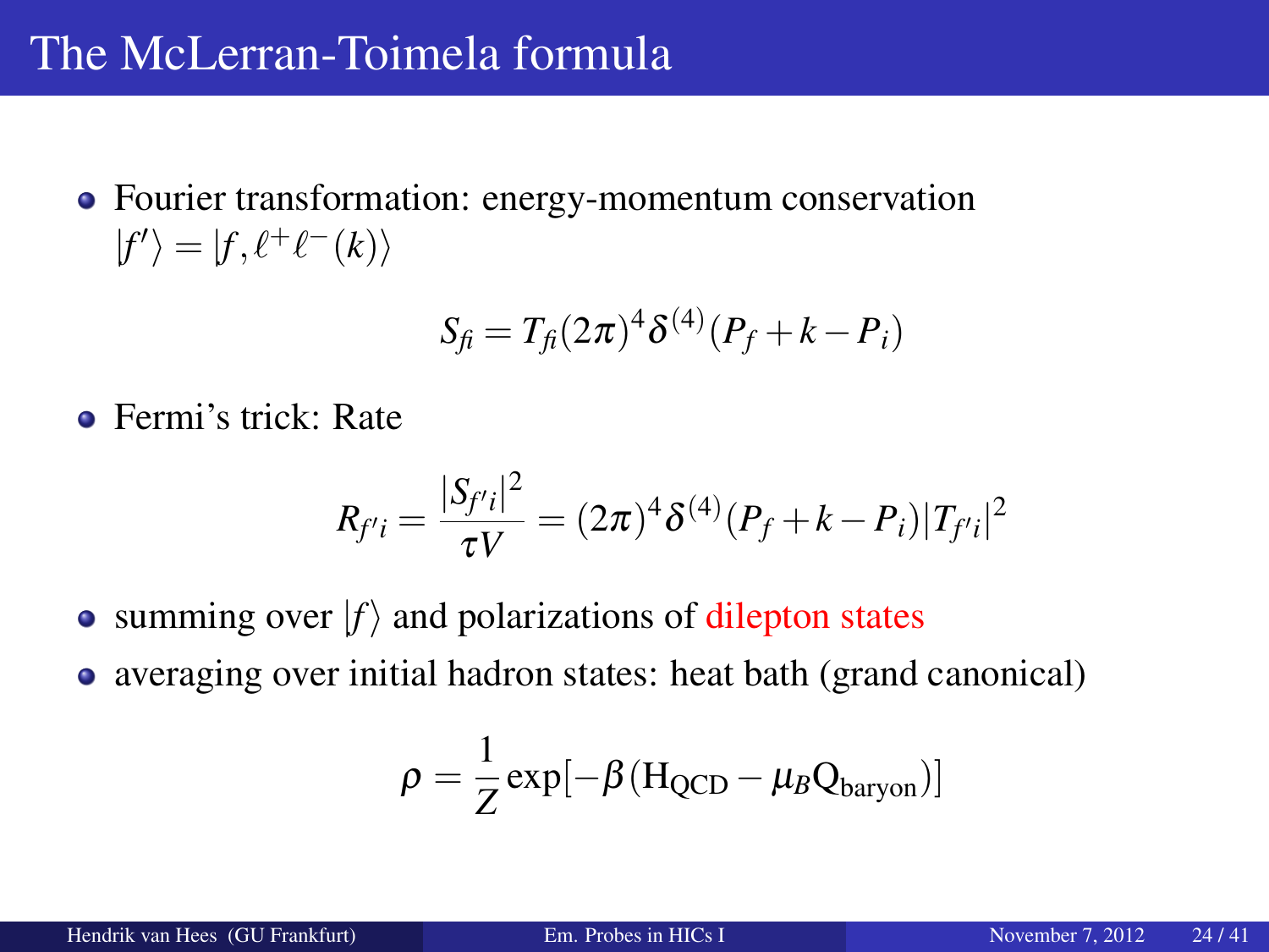# The McLerran-Toimela formula

- Fourier transformation: energy-momentum conservation $|f'\rangle = |f, \ell^+ \ell^-(k)\rangle$

$$S_{fi} = T_{fi} (2\pi)^4 \delta^{(4)}(P_f + k - P_i)$$

- Fermi's trick: Rate

$$R_{f'i} = \frac{|S_{f'i}|^2}{\tau V} = (2\pi)^4 \delta^{(4)}(P_f + k - P_i) |T_{f'i}|^2$$

- summing over $|f\rangle$ and polarizations of dilepton states
- averaging over initial hadron states: heat bath (grand canonical)

$$\rho = \frac{1}{Z} \exp[-\beta (\mathrm{H}_{\mathrm{QCD}} - \mu_B \mathrm{Q}_{\mathrm{baryon}})]$$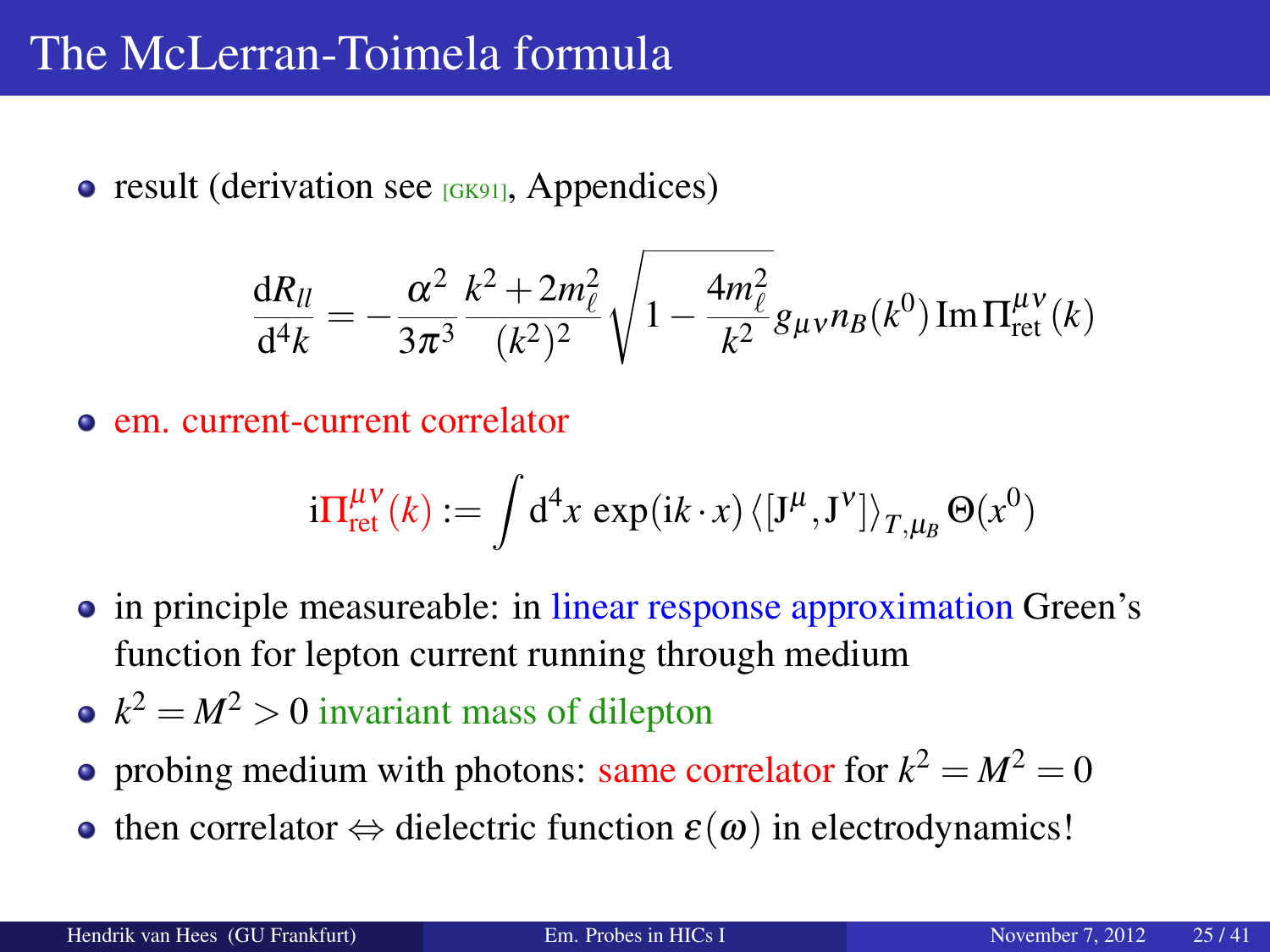# The McLerran-Toimela formula

- result (derivation see [GK91], Appendices)

$$\frac{\mathrm{d}R_{ll}}{\mathrm{d}^4k} = -\frac{\alpha^2}{3\pi^3}\frac{k^2+2m_\ell^2}{(k^2)^2}\sqrt{1-\frac{4m_\ell^2}{k^2}}\,g_{\mu\nu}n_B(k^0)\,\mathrm{Im}\,\Pi^{\mu\nu}_{\mathrm{ret}}(k)$$

- em. current-current correlator

$$\mathrm{i}\Pi^{\mu\nu}_{\mathrm{ret}}(k) := \int \mathrm{d}^4x\,\exp(\mathrm{i}k\cdot x)\left\langle[\mathrm{J}^\mu,\mathrm{J}^\nu]\right\rangle_{T,\mu_B}\Theta(x^0)$$

- in principle measureable: in linear response approximation Green's function for lepton current running through medium
- $k^2 = M^2 > 0$ invariant mass of dilepton
- probing medium with photons: same correlator for $k^2 = M^2 = 0$
- then correlator $\Leftrightarrow$ dielectric function $\varepsilon(\omega)$ in electrodynamics!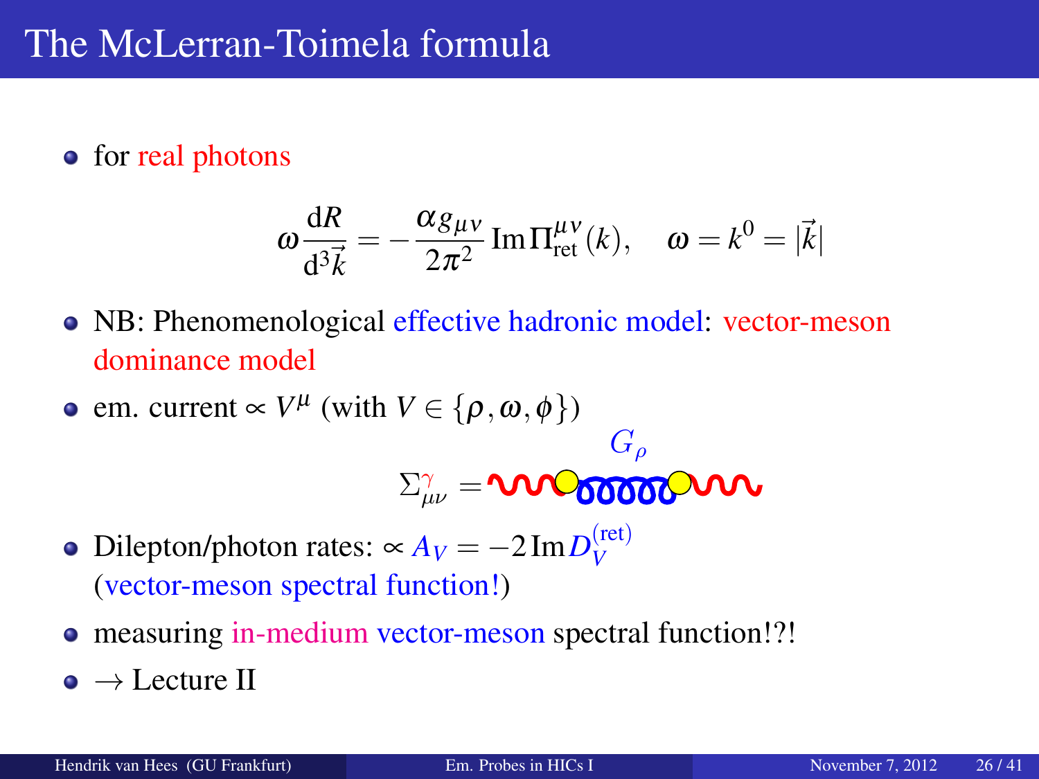# The McLerran-Toimela formula

- for real photons

$$\omega \frac{\mathrm{d}R}{\mathrm{d}^3\vec{k}} = -\frac{\alpha g_{\mu\nu}}{2\pi^2} \operatorname{Im} \Pi^{\mu\nu}_{\text{ret}}(k), \quad \omega = k^0 = |\vec{k}|$$

- NB: Phenomenological effective hadronic model: vector-meson dominance model
- em. current $\propto V^\mu$ (with $V \in \{\rho, \omega, \phi\}$)

$$\Sigma^{\gamma}_{\mu\nu} = \quad G_\rho$$

- Dilepton/photon rates: $\propto A_V = -2 \operatorname{Im} D_V^{(\text{ret})}$ (vector-meson spectral function!)
- measuring in-medium vector-meson spectral function!?!
- $\rightarrow$ Lecture II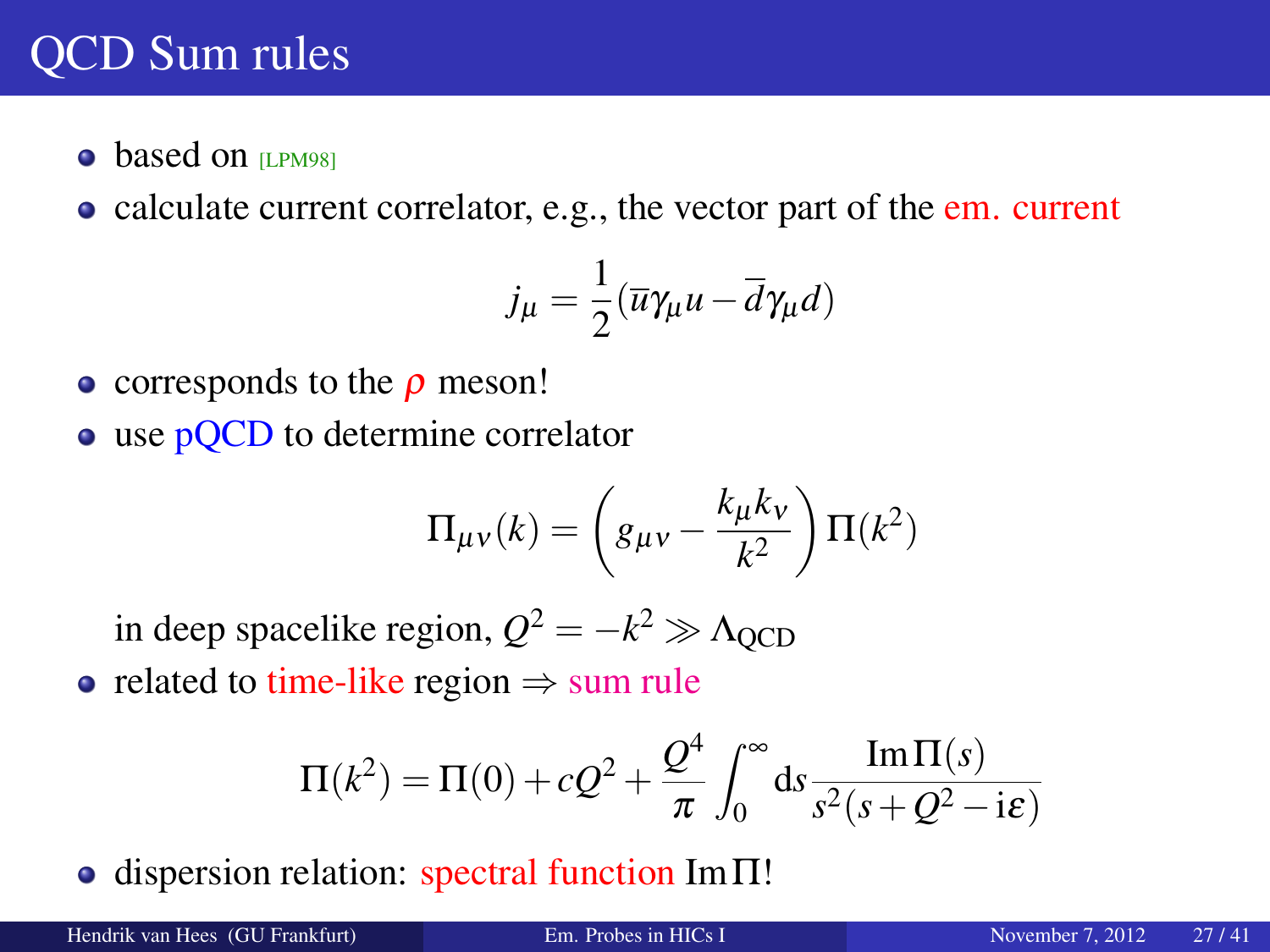# QCD Sum rules

- based on [LPM98]
- calculate current correlator, e.g., the vector part of the em. current

$$j_\mu = \frac{1}{2}(\overline{u}\gamma_\mu u - \overline{d}\gamma_\mu d)$$

- corresponds to the $\rho$ meson!
- use pQCD to determine correlator

$$\Pi_{\mu\nu}(k) = \left(g_{\mu\nu} - \frac{k_\mu k_\nu}{k^2}\right)\Pi(k^2)$$

  in deep spacelike region, $Q^2 = -k^2 \gg \Lambda_{\text{QCD}}$
- related to time-like region $\Rightarrow$ sum rule

$$\Pi(k^2) = \Pi(0) + cQ^2 + \frac{Q^4}{\pi}\int_0^\infty \mathrm{d}s \frac{\operatorname{Im}\Pi(s)}{s^2(s+Q^2-\mathrm{i}\varepsilon)}$$

- dispersion relation: spectral function $\operatorname{Im}\Pi$!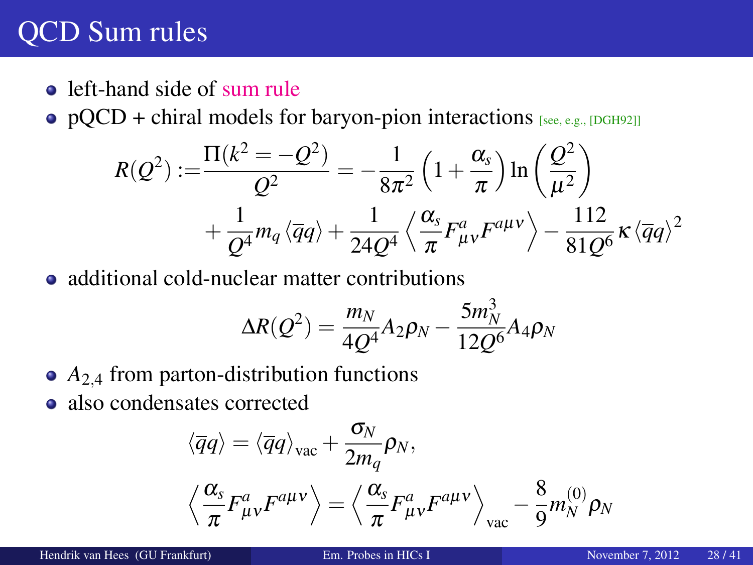# QCD Sum rules

- left-hand side of sum rule
- pQCD + chiral models for baryon-pion interactions [see, e.g., [DGH92]]

$$R(Q^2) := \frac{\Pi(k^2 = -Q^2)}{Q^2} = -\frac{1}{8\pi^2}\left(1 + \frac{\alpha_s}{\pi}\right)\ln\left(\frac{Q^2}{\mu^2}\right) + \frac{1}{Q^4} m_q \langle \overline{q} q \rangle + \frac{1}{24 Q^4}\left\langle \frac{\alpha_s}{\pi} F^a_{\mu\nu} F^{a\mu\nu} \right\rangle - \frac{112}{81 Q^6} \kappa \langle \overline{q} q \rangle^2$$

- additional cold-nuclear matter contributions

$$\Delta R(Q^2) = \frac{m_N}{4Q^4} A_2 \rho_N - \frac{5 m_N^3}{12 Q^6} A_4 \rho_N$$

- $A_{2,4}$ from parton-distribution functions
- also condensates corrected

$$\langle \overline{q} q \rangle = \langle \overline{q} q \rangle_{\text{vac}} + \frac{\sigma_N}{2 m_q} \rho_N,$$

$$\left\langle \frac{\alpha_s}{\pi} F^a_{\mu\nu} F^{a\mu\nu} \right\rangle = \left\langle \frac{\alpha_s}{\pi} F^a_{\mu\nu} F^{a\mu\nu} \right\rangle_{\text{vac}} - \frac{8}{9} m_N^{(0)} \rho_N$$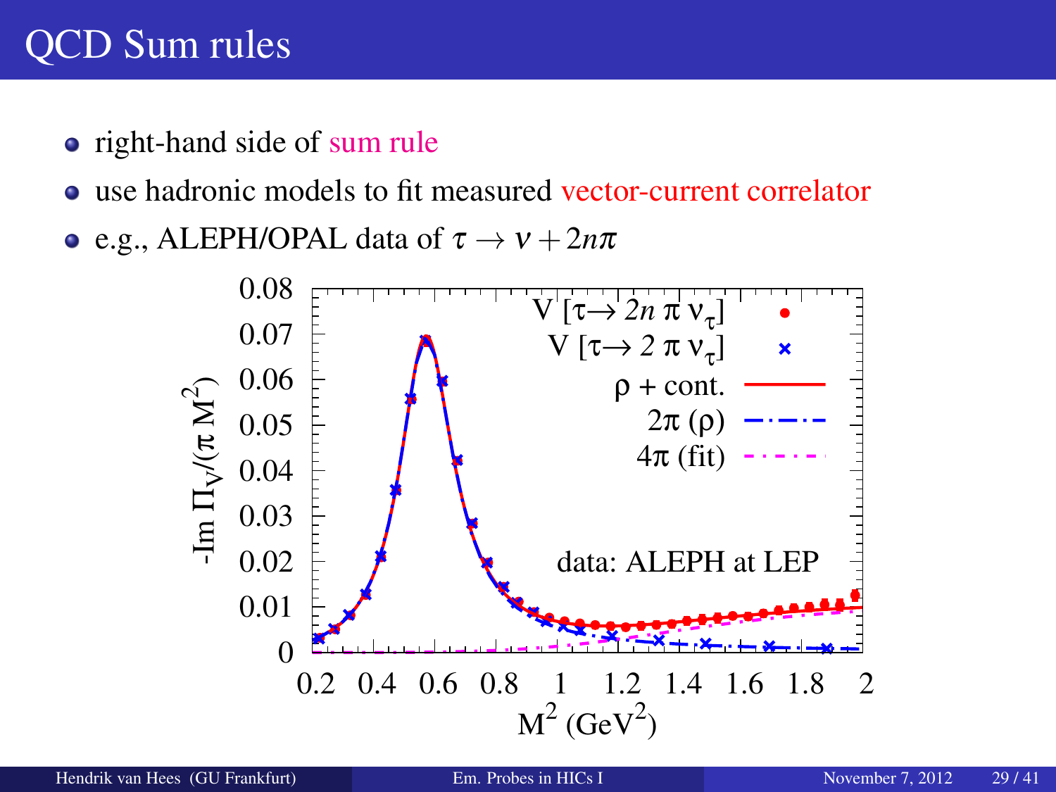# QCD Sum rules

- right-hand side of sum rule
- use hadronic models to fit measured vector-current correlator
- e.g., ALEPH/OPAL data of $\tau \to \nu + 2n\pi$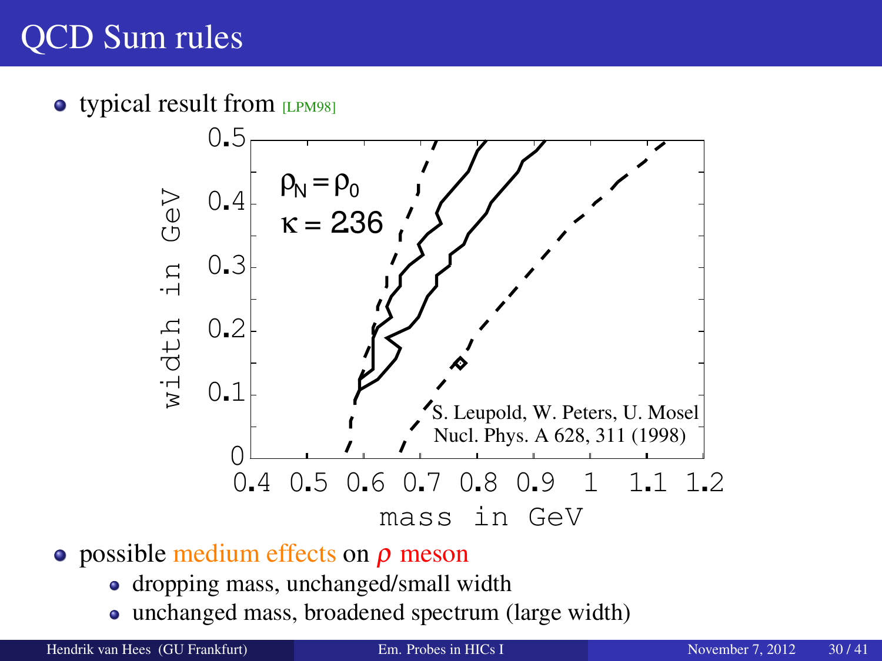# QCD Sum rules

- typical result from [LPM98]

- possible medium effects on $\rho$ meson
  - dropping mass, unchanged/small width
  - unchanged mass, broadened spectrum (large width)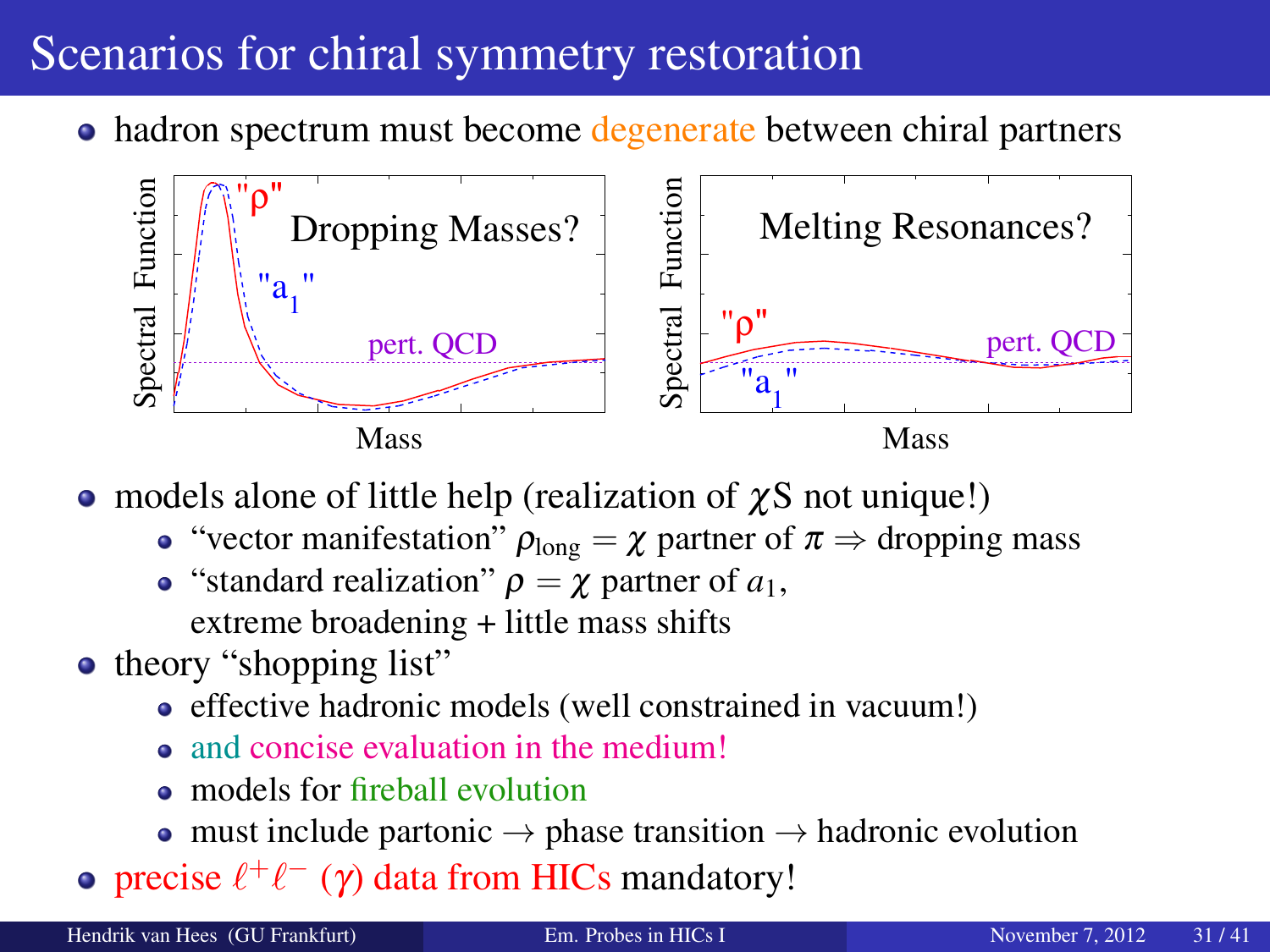# Scenarios for chiral symmetry restoration

- hadron spectrum must become degenerate between chiral partners

- models alone of little help (realization of $\chi$S not unique!)
  - "vector manifestation" $\rho_{\text{long}} = \chi$ partner of $\pi \Rightarrow$ dropping mass
  - "standard realization" $\rho = \chi$ partner of $a_1$, extreme broadening + little mass shifts
- theory "shopping list"
  - effective hadronic models (well constrained in vacuum!)
  - and concise evaluation in the medium!
  - models for fireball evolution
  - must include partonic $\rightarrow$ phase transition $\rightarrow$ hadronic evolution
- precise $\ell^+\ell^-$ ($\gamma$) data from HICs mandatory!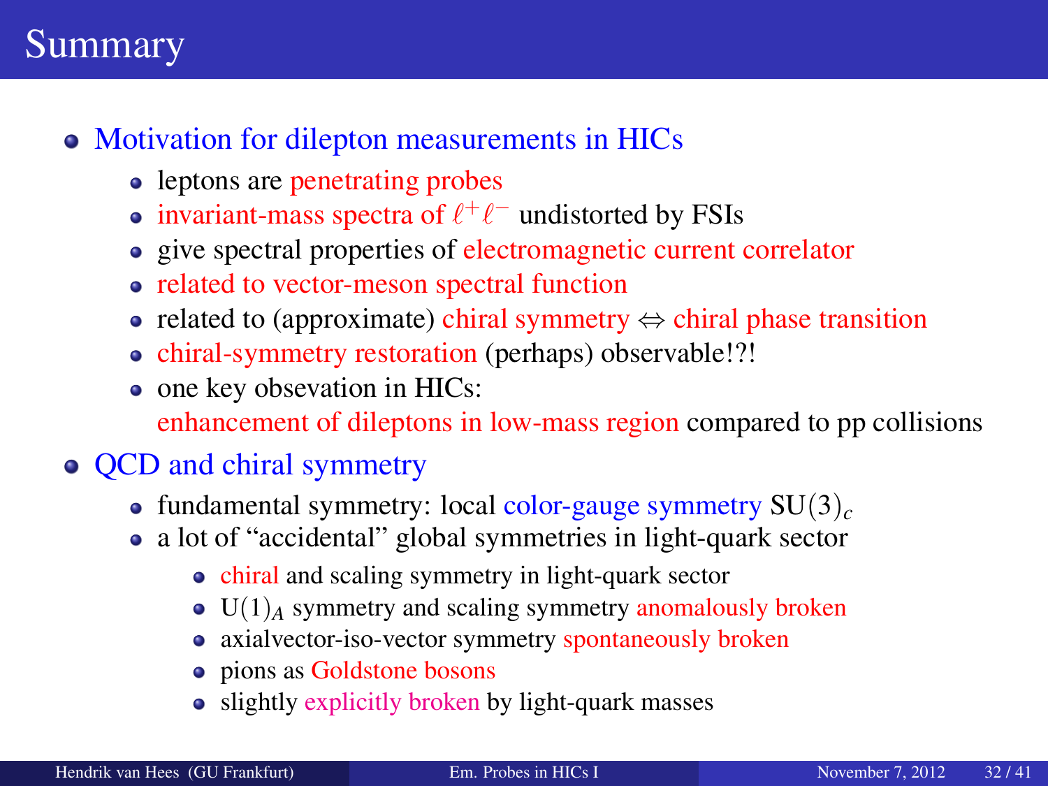# Summary

- Motivation for dilepton measurements in HICs
  - leptons are penetrating probes
  - invariant-mass spectra of $\ell^+\ell^-$ undistorted by FSIs
  - give spectral properties of electromagnetic current correlator
  - related to vector-meson spectral function
  - related to (approximate) chiral symmetry $\Leftrightarrow$ chiral phase transition
  - chiral-symmetry restoration (perhaps) observable!?!
  - one key obsevation in HICs:
    enhancement of dileptons in low-mass region compared to pp collisions
- QCD and chiral symmetry
  - fundamental symmetry: local color-gauge symmetry $\mathrm{SU}(3)_c$
  - a lot of "accidental" global symmetries in light-quark sector
    - chiral and scaling symmetry in light-quark sector
    - $\mathrm{U}(1)_A$ symmetry and scaling symmetry anomalously broken
    - axialvector-iso-vector symmetry spontaneously broken
    - pions as Goldstone bosons
    - slightly explicitly broken by light-quark masses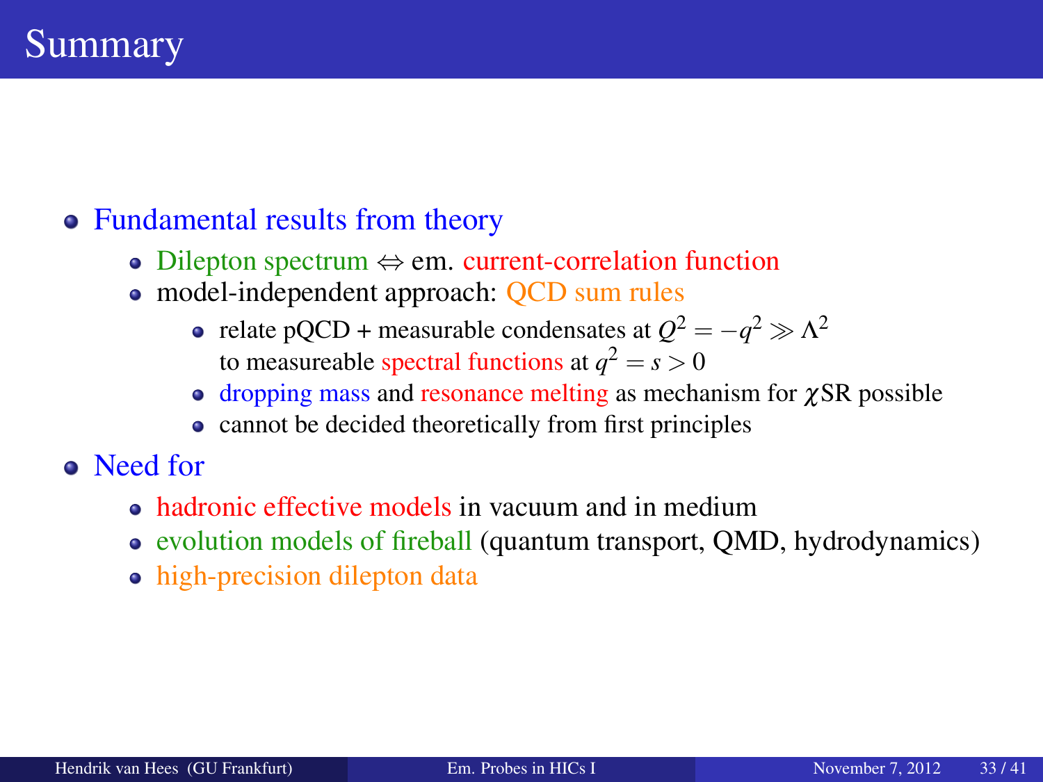# Summary

- Fundamental results from theory
  - Dilepton spectrum $\Leftrightarrow$ em. current-correlation function
  - model-independent approach: QCD sum rules
    - relate pQCD + measurable condensates at $Q^2 = -q^2 \gg \Lambda^2$ to measureable spectral functions at $q^2 = s > 0$
    - dropping mass and resonance melting as mechanism for $\chi$SR possible
    - cannot be decided theoretically from first principles
- Need for
  - hadronic effective models in vacuum and in medium
  - evolution models of fireball (quantum transport, QMD, hydrodynamics)
  - high-precision dilepton data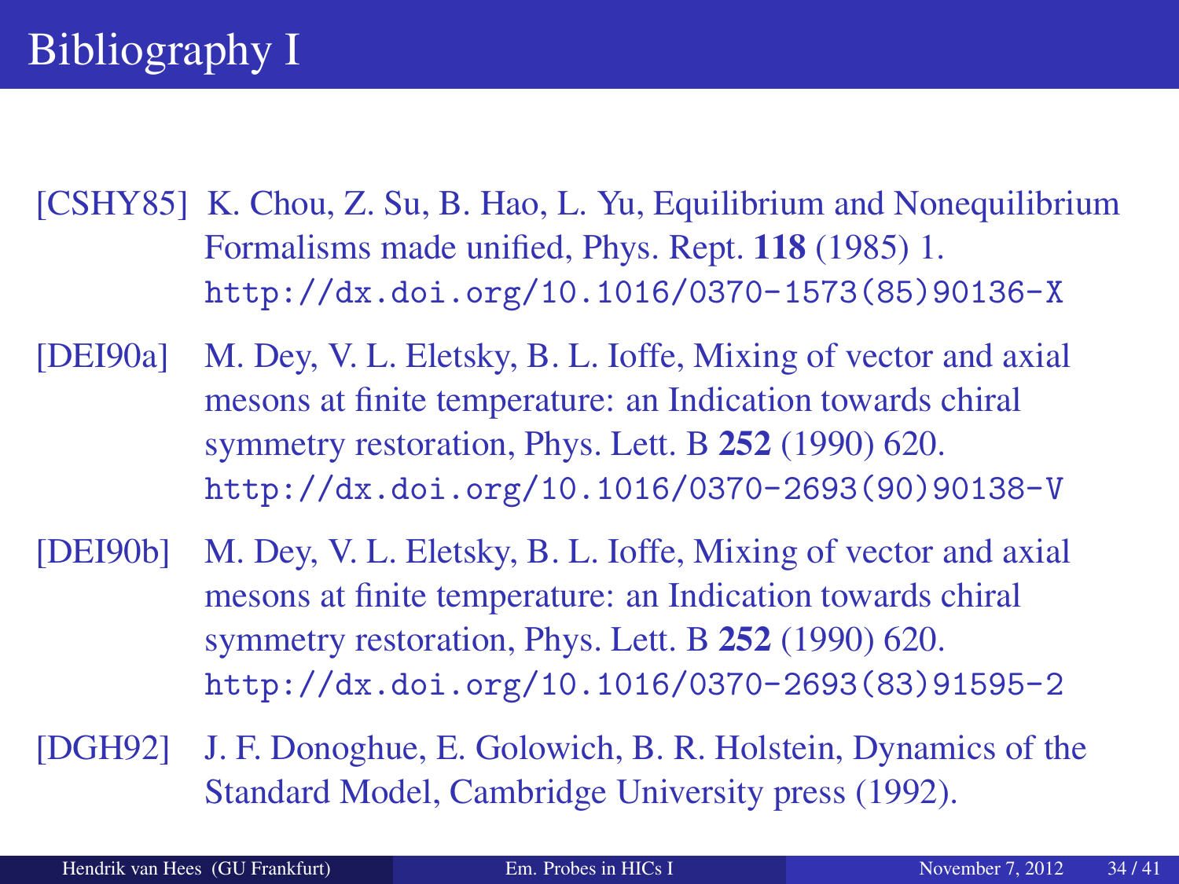# Bibliography I

[CSHY85] K. Chou, Z. Su, B. Hao, L. Yu, Equilibrium and Nonequilibrium Formalisms made unified, Phys. Rept. **118** (1985) 1. `http://dx.doi.org/10.1016/0370-1573(85)90136-X`

[DEI90a] M. Dey, V. L. Eletsky, B. L. Ioffe, Mixing of vector and axial mesons at finite temperature: an Indication towards chiral symmetry restoration, Phys. Lett. B **252** (1990) 620. `http://dx.doi.org/10.1016/0370-2693(90)90138-V`

[DEI90b] M. Dey, V. L. Eletsky, B. L. Ioffe, Mixing of vector and axial mesons at finite temperature: an Indication towards chiral symmetry restoration, Phys. Lett. B **252** (1990) 620. `http://dx.doi.org/10.1016/0370-2693(83)91595-2`

[DGH92] J. F. Donoghue, E. Golowich, B. R. Holstein, Dynamics of the Standard Model, Cambridge University press (1992).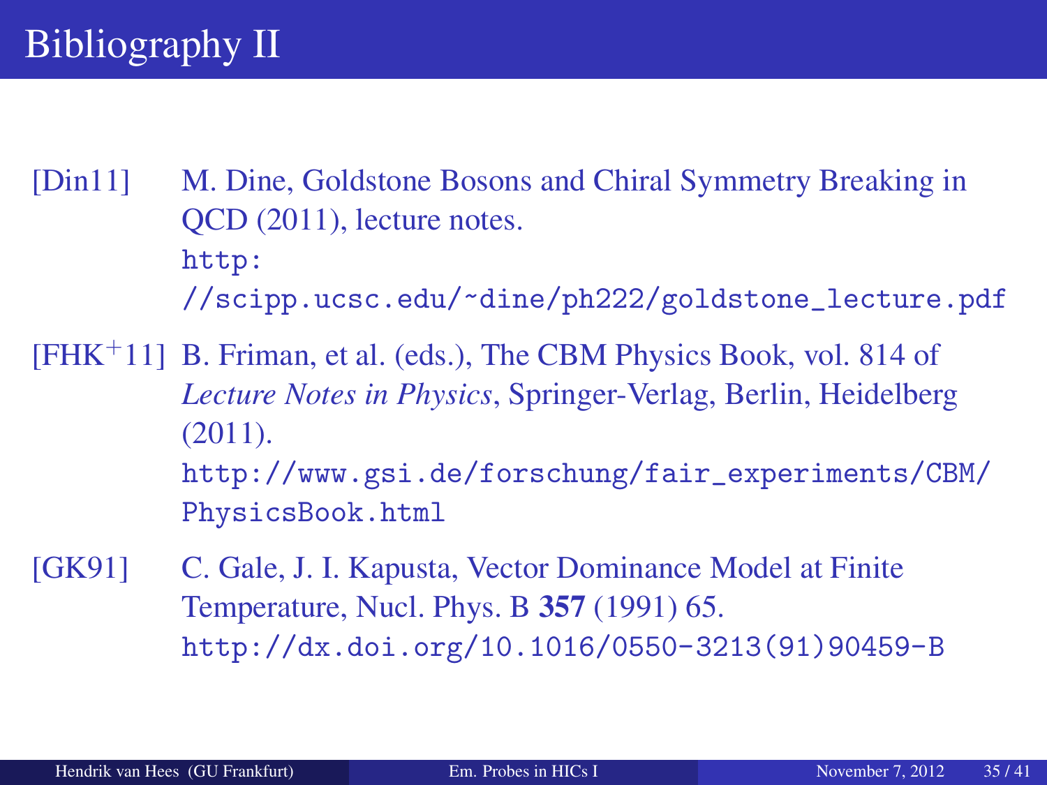# Bibliography II

[Din11] M. Dine, Goldstone Bosons and Chiral Symmetry Breaking in QCD (2011), lecture notes.
http://scipp.ucsc.edu/~dine/ph222/goldstone_lecture.pdf

[FHK+11] B. Friman, et al. (eds.), The CBM Physics Book, vol. 814 of *Lecture Notes in Physics*, Springer-Verlag, Berlin, Heidelberg (2011).
http://www.gsi.de/forschung/fair_experiments/CBM/PhysicsBook.html

[GK91] C. Gale, J. I. Kapusta, Vector Dominance Model at Finite Temperature, Nucl. Phys. B **357** (1991) 65.
http://dx.doi.org/10.1016/0550-3213(91)90459-B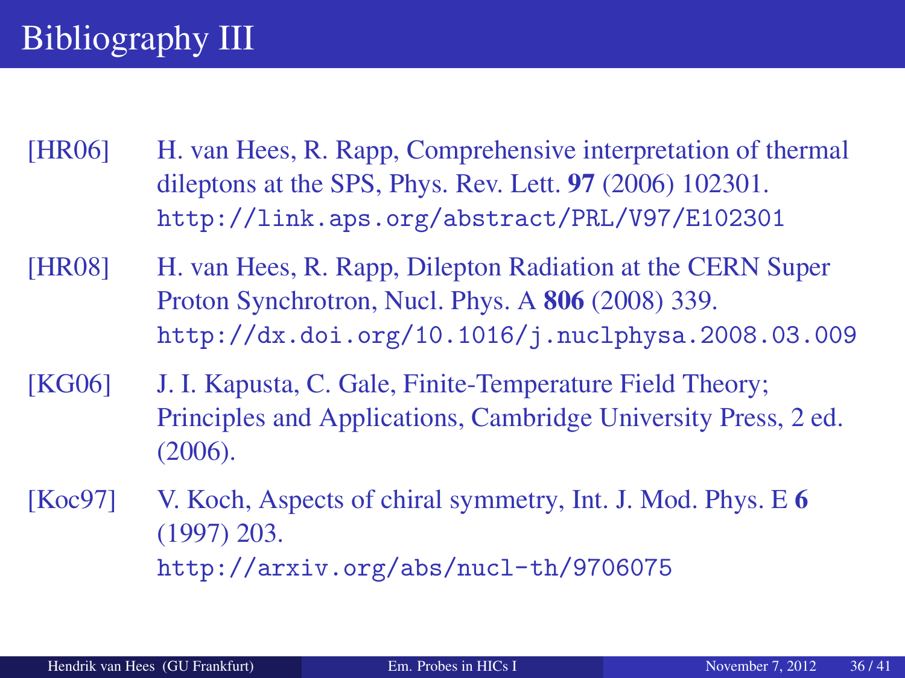# Bibliography III

[HR06] H. van Hees, R. Rapp, Comprehensive interpretation of thermal dileptons at the SPS, Phys. Rev. Lett. **97** (2006) 102301.
http://link.aps.org/abstract/PRL/V97/E102301

[HR08] H. van Hees, R. Rapp, Dilepton Radiation at the CERN Super Proton Synchrotron, Nucl. Phys. A **806** (2008) 339.
http://dx.doi.org/10.1016/j.nuclphysa.2008.03.009

[KG06] J. I. Kapusta, C. Gale, Finite-Temperature Field Theory; Principles and Applications, Cambridge University Press, 2 ed. (2006).

[Koc97] V. Koch, Aspects of chiral symmetry, Int. J. Mod. Phys. E **6** (1997) 203.
http://arxiv.org/abs/nucl-th/9706075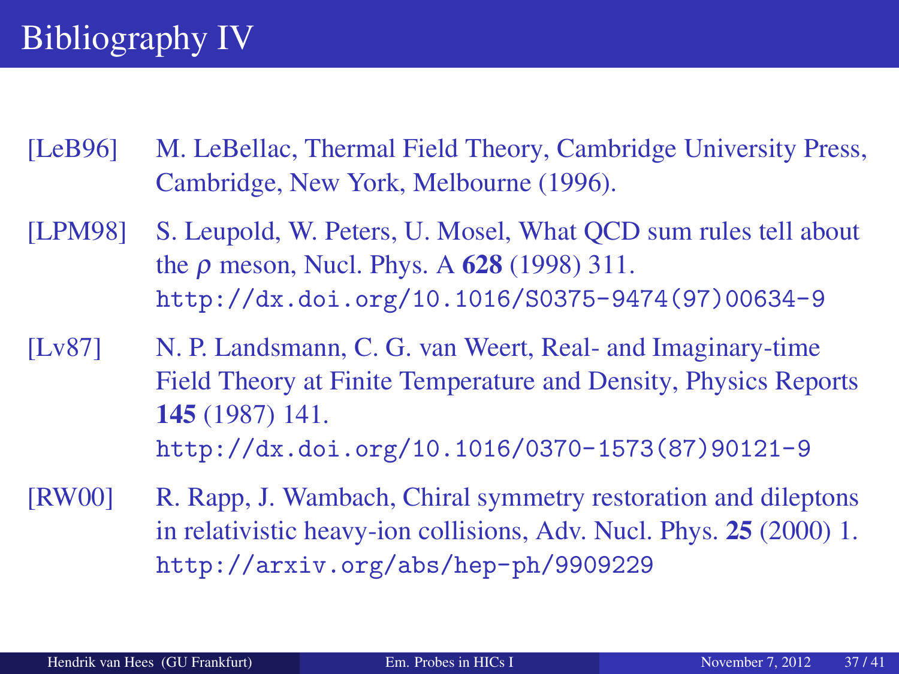# Bibliography IV

[LeB96] M. LeBellac, Thermal Field Theory, Cambridge University Press, Cambridge, New York, Melbourne (1996).

[LPM98] S. Leupold, W. Peters, U. Mosel, What QCD sum rules tell about the $\rho$ meson, Nucl. Phys. A **628** (1998) 311. http://dx.doi.org/10.1016/S0375-9474(97)00634-9

[Lv87] N. P. Landsmann, C. G. van Weert, Real- and Imaginary-time Field Theory at Finite Temperature and Density, Physics Reports **145** (1987) 141. http://dx.doi.org/10.1016/0370-1573(87)90121-9

[RW00] R. Rapp, J. Wambach, Chiral symmetry restoration and dileptons in relativistic heavy-ion collisions, Adv. Nucl. Phys. **25** (2000) 1. http://arxiv.org/abs/hep-ph/9909229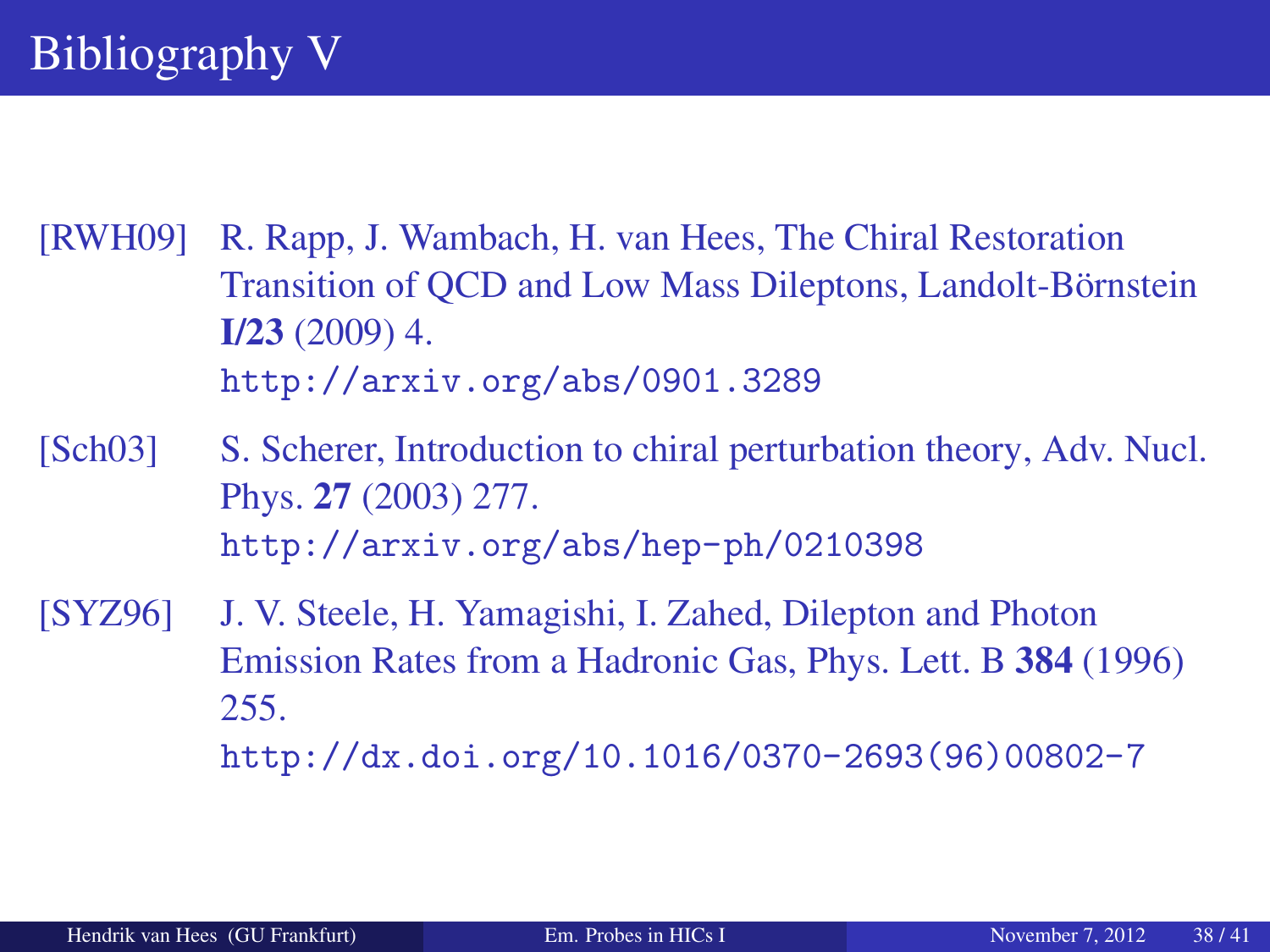# Bibliography V

[RWH09] R. Rapp, J. Wambach, H. van Hees, The Chiral Restoration Transition of QCD and Low Mass Dileptons, Landolt-Börnstein **I/23** (2009) 4.
http://arxiv.org/abs/0901.3289

[Sch03] S. Scherer, Introduction to chiral perturbation theory, Adv. Nucl. Phys. **27** (2003) 277.
http://arxiv.org/abs/hep-ph/0210398

[SYZ96] J. V. Steele, H. Yamagishi, I. Zahed, Dilepton and Photon Emission Rates from a Hadronic Gas, Phys. Lett. B **384** (1996) 255.
http://dx.doi.org/10.1016/0370-2693(96)00802-7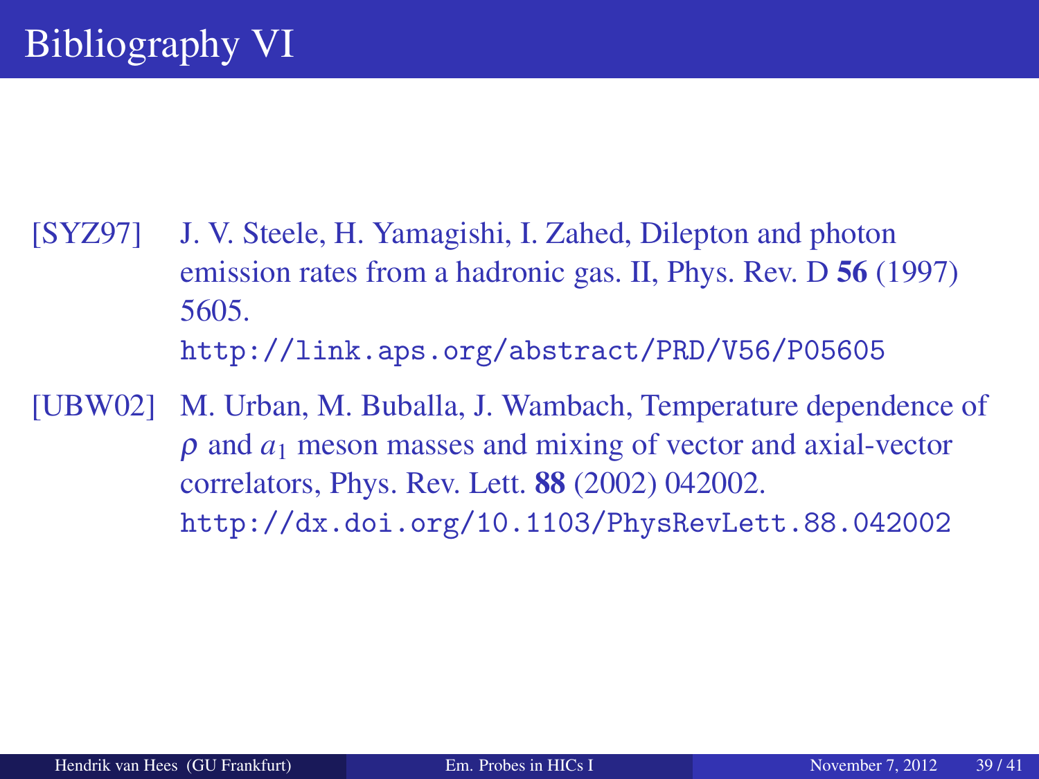# Bibliography VI

[SYZ97] J. V. Steele, H. Yamagishi, I. Zahed, Dilepton and photon emission rates from a hadronic gas. II, Phys. Rev. D **56** (1997) 5605.
`http://link.aps.org/abstract/PRD/V56/P05605`

[UBW02] M. Urban, M. Buballa, J. Wambach, Temperature dependence of $\rho$ and $a_1$ meson masses and mixing of vector and axial-vector correlators, Phys. Rev. Lett. **88** (2002) 042002.
`http://dx.doi.org/10.1103/PhysRevLett.88.042002`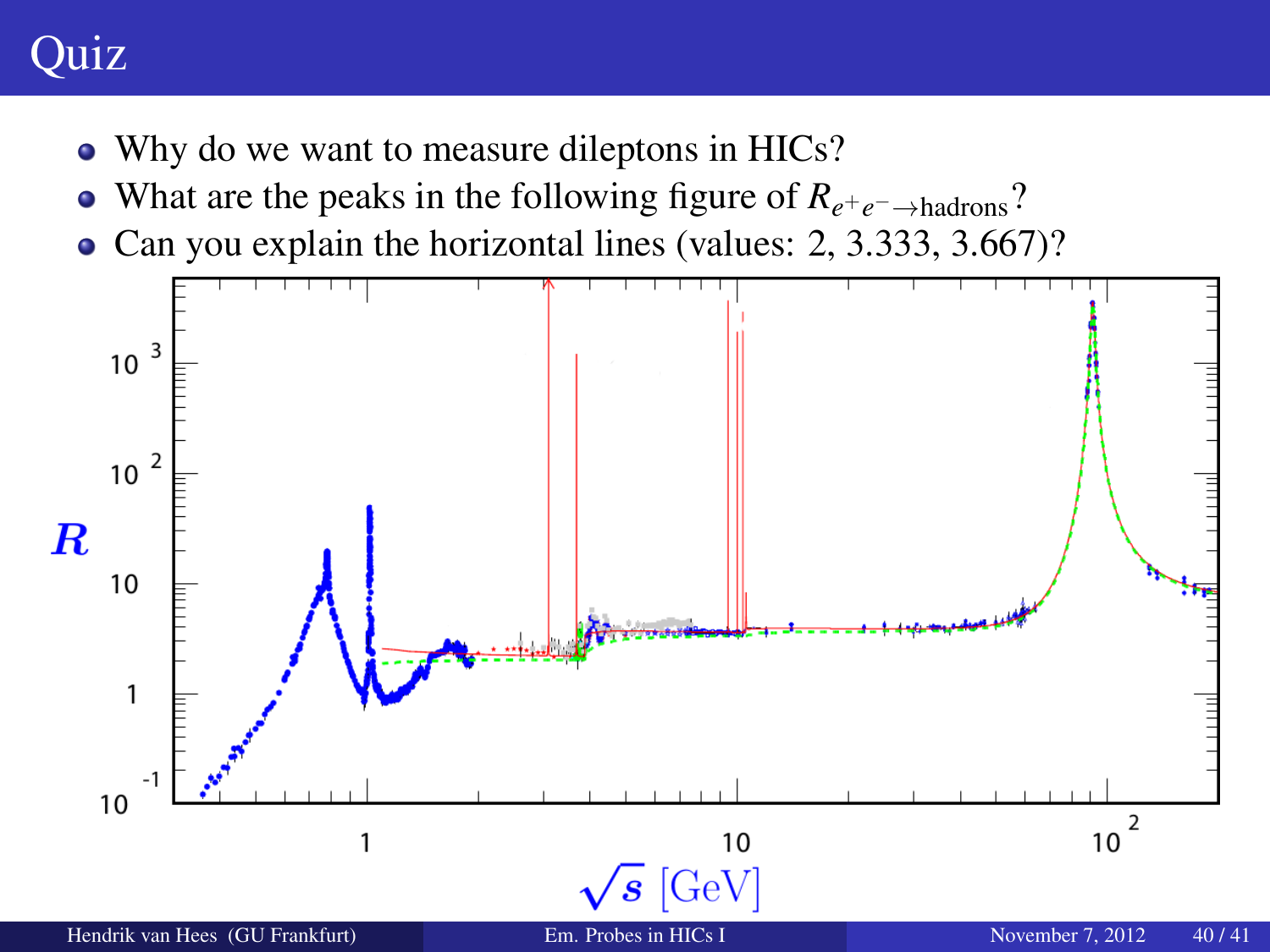# Quiz

- Why do we want to measure dileptons in HICs?
- What are the peaks in the following figure of $R_{e^+e^- \rightarrow \text{hadrons}}$?
- Can you explain the horizontal lines (values: 2, 3.333, 3.667)?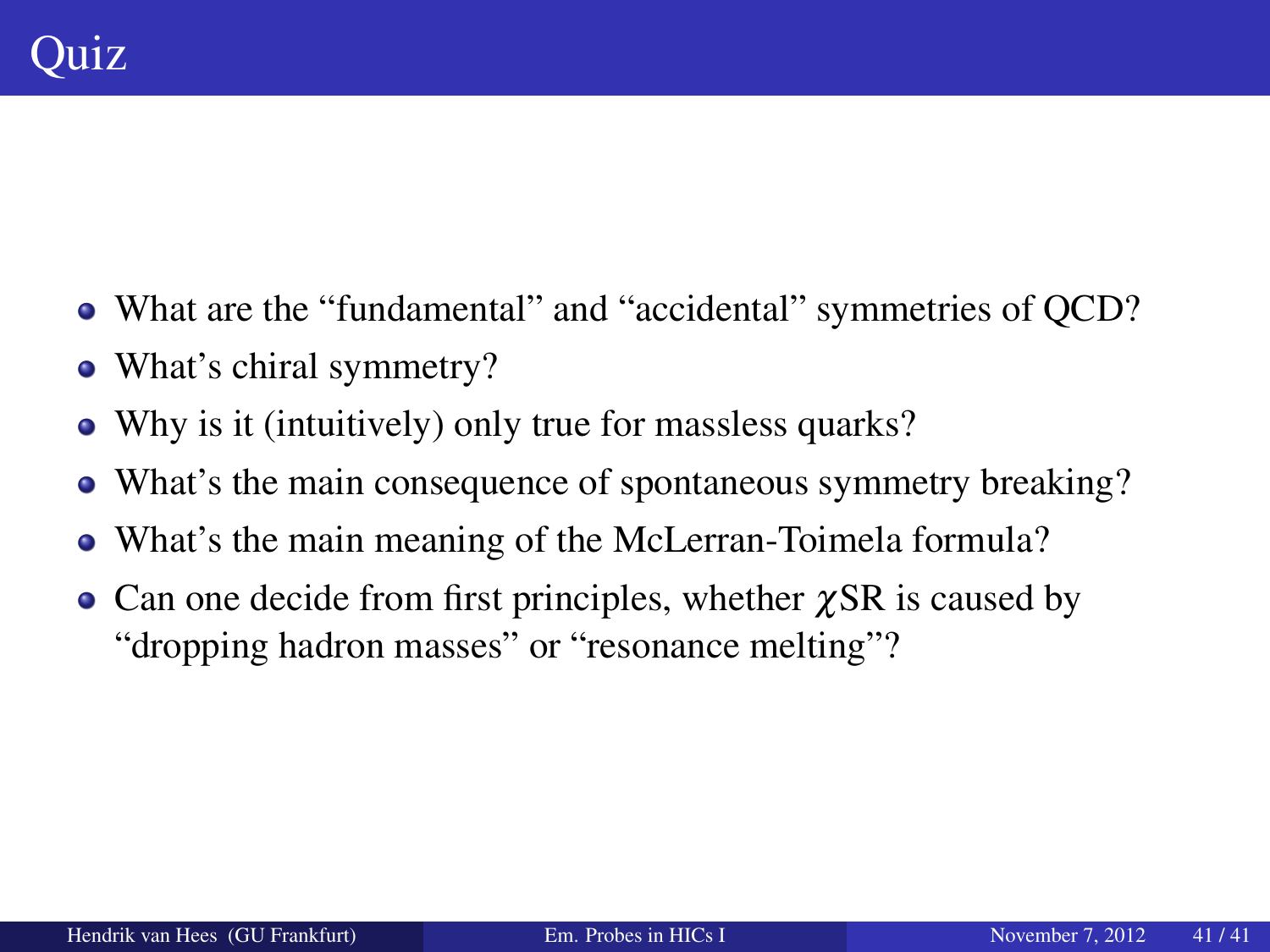# Quiz

- What are the “fundamental” and “accidental” symmetries of QCD?
- What’s chiral symmetry?
- Why is it (intuitively) only true for massless quarks?
- What’s the main consequence of spontaneous symmetry breaking?
- What’s the main meaning of the McLerran-Toimela formula?
- Can one decide from first principles, whether $\chi$SR is caused by “dropping hadron masses” or “resonance melting”?